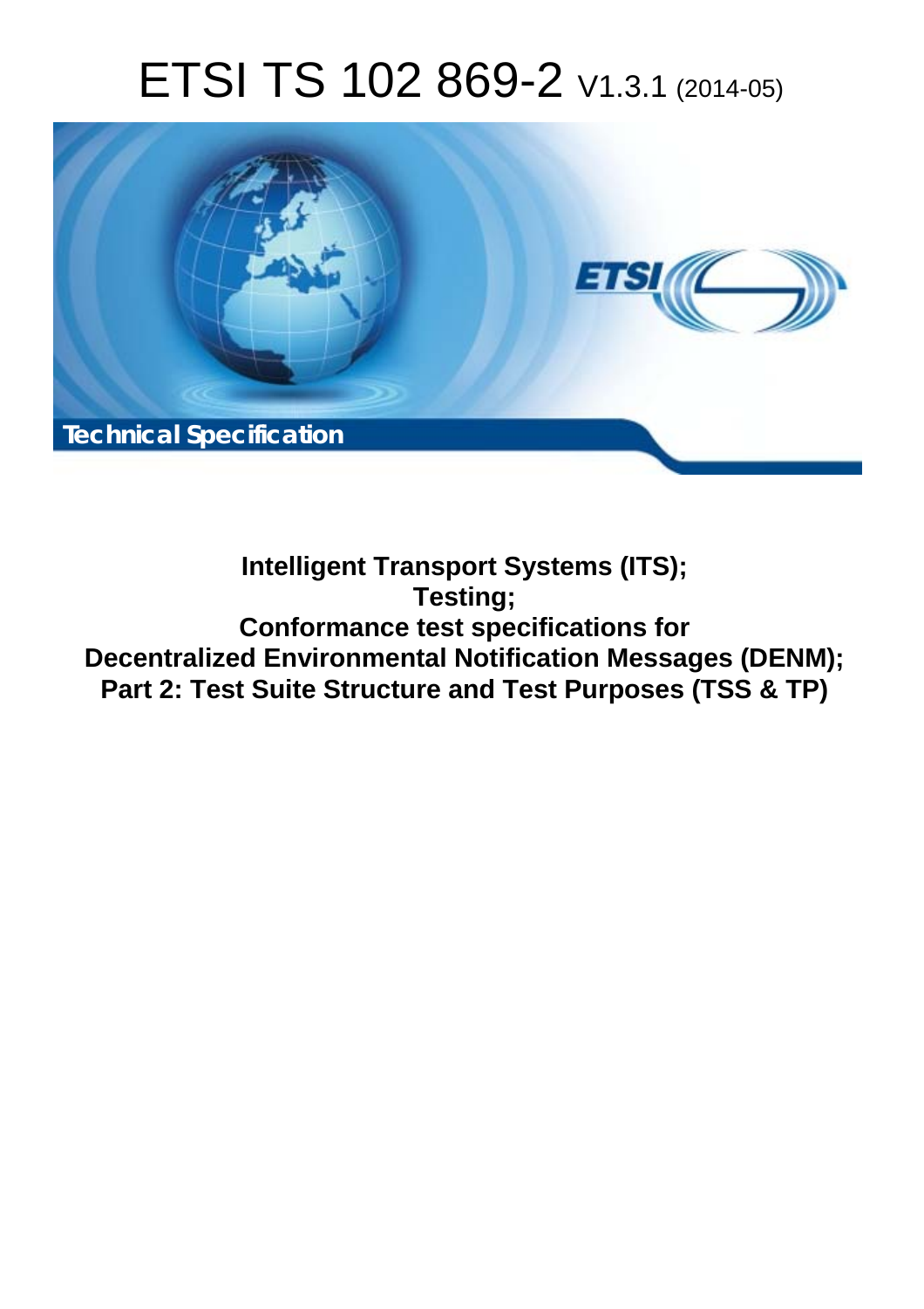# ETSI TS 102 869-2 V1.3.1 (2014-05)

Technical Specification

**Intelligent Transport Systems (ITS);**
**Testing;**
**Conformance test specifications for**
**Decentralized Environmental Notification Messages (DENM);**
**Part 2: Test Suite Structure and Test Purposes (TSS & TP)**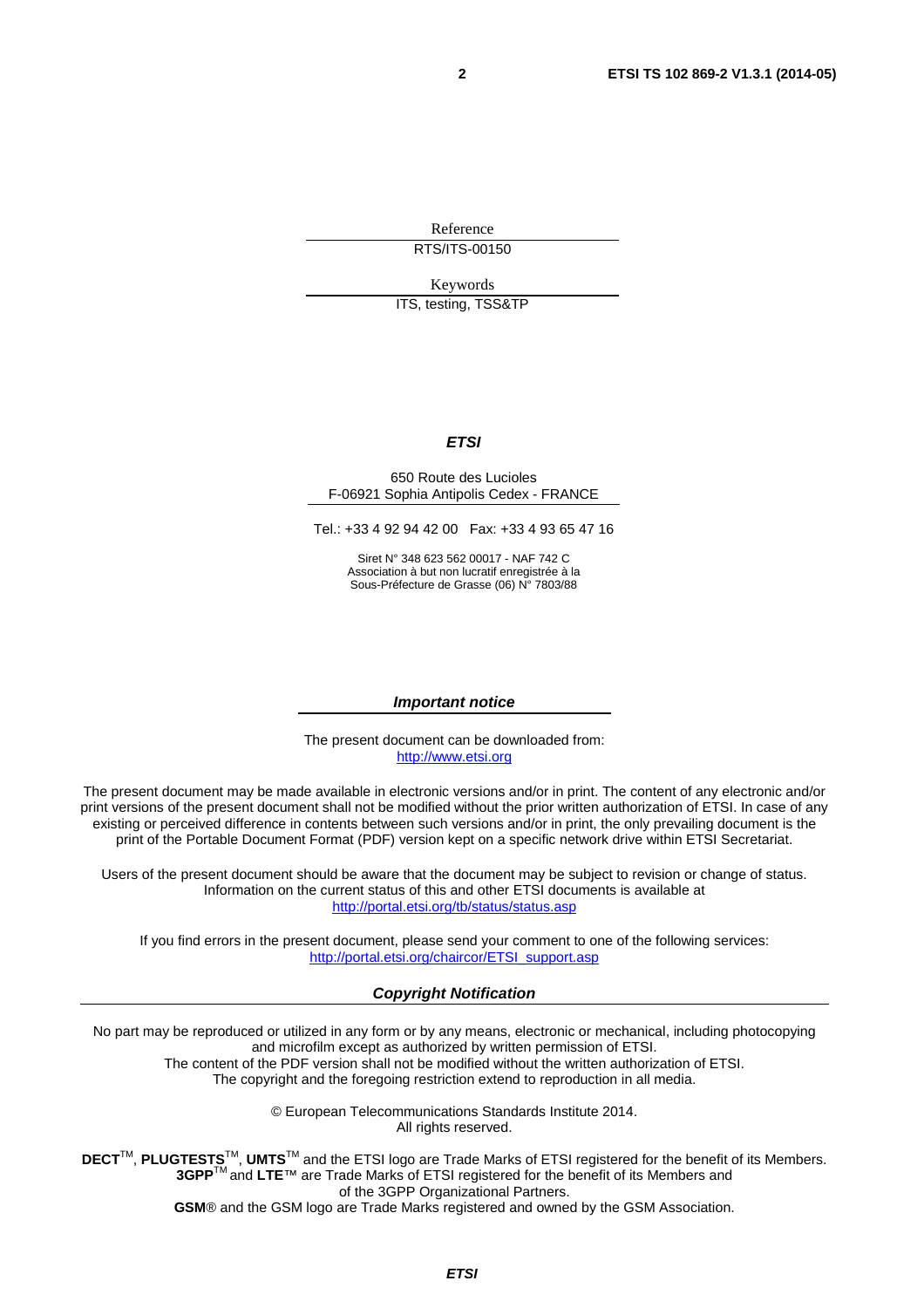Reference

RTS/ITS-00150

Keywords

ITS, testing, TSS&TP

***ETSI***

650 Route des Lucioles
F-06921 Sophia Antipolis Cedex - FRANCE

Tel.: +33 4 92 94 42 00 Fax: +33 4 93 65 47 16

Siret N° 348 623 562 00017 - NAF 742 C
Association à but non lucratif enregistrée à la
Sous-Préfecture de Grasse (06) N° 7803/88

***Important notice***

The present document can be downloaded from:
http://www.etsi.org

The present document may be made available in electronic versions and/or in print. The content of any electronic and/or print versions of the present document shall not be modified without the prior written authorization of ETSI. In case of any existing or perceived difference in contents between such versions and/or in print, the only prevailing document is the print of the Portable Document Format (PDF) version kept on a specific network drive within ETSI Secretariat.

Users of the present document should be aware that the document may be subject to revision or change of status. Information on the current status of this and other ETSI documents is available at
http://portal.etsi.org/tb/status/status.asp

If you find errors in the present document, please send your comment to one of the following services:
http://portal.etsi.org/chaircor/ETSI_support.asp

***Copyright Notification***

No part may be reproduced or utilized in any form or by any means, electronic or mechanical, including photocopying and microfilm except as authorized by written permission of ETSI.
The content of the PDF version shall not be modified without the written authorization of ETSI.
The copyright and the foregoing restriction extend to reproduction in all media.

© European Telecommunications Standards Institute 2014.
All rights reserved.

**DECT**™, **PLUGTESTS**™, **UMTS**™ and the ETSI logo are Trade Marks of ETSI registered for the benefit of its Members.
**3GPP**™ and **LTE**™ are Trade Marks of ETSI registered for the benefit of its Members and of the 3GPP Organizational Partners.
**GSM**® and the GSM logo are Trade Marks registered and owned by the GSM Association.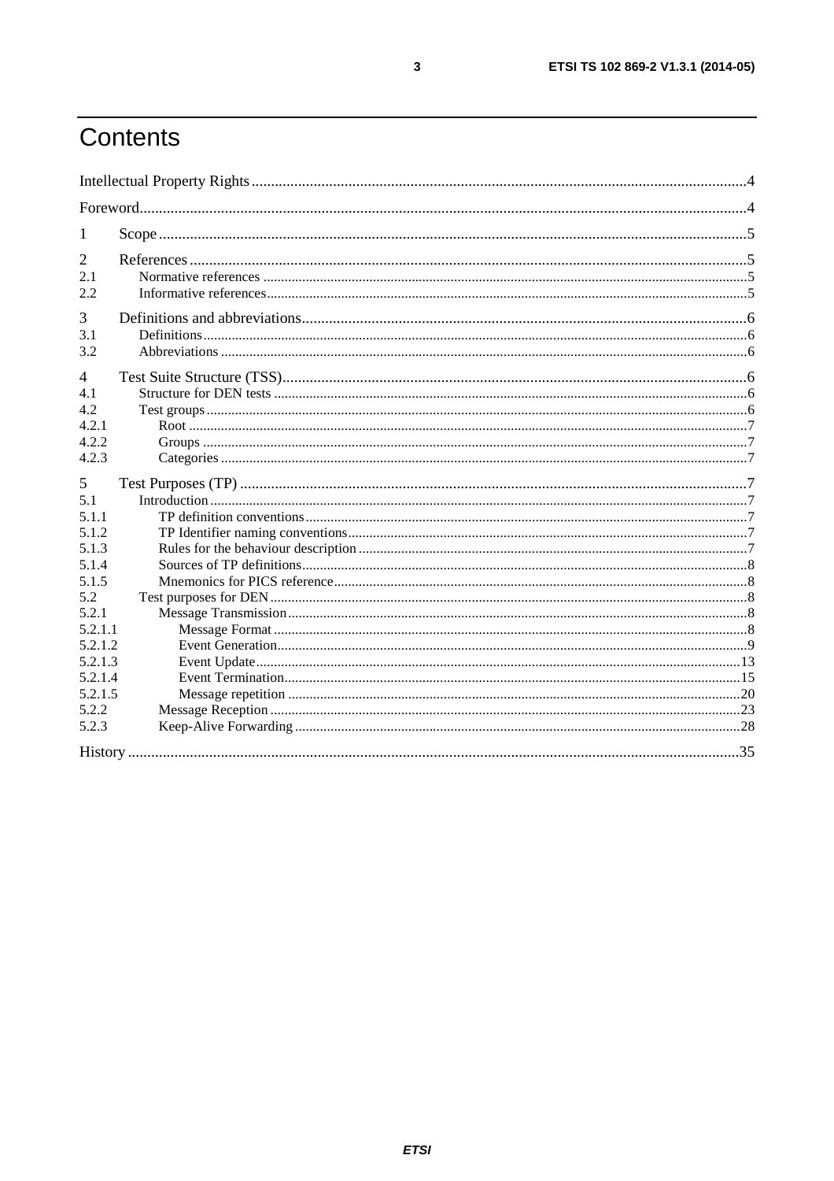# Contents

Intellectual Property Rights ....................................................................................................................................4

Foreword.................................................................................................................................................................4

1 Scope ..................................................................................................................................................................5

2 References ..........................................................................................................................................................5
2.1 Normative references ......................................................................................................................................5
2.2 Informative references......................................................................................................................................5

3 Definitions and abbreviations...............................................................................................................................6
3.1 Definitions........................................................................................................................................................6
3.2 Abbreviations ...................................................................................................................................................6

4 Test Suite Structure (TSS)....................................................................................................................................6
4.1 Structure for DEN tests ....................................................................................................................................6
4.2 Test groups .......................................................................................................................................................6
4.2.1 Root ..............................................................................................................................................................7
4.2.2 Groups ...........................................................................................................................................................7
4.2.3 Categories ......................................................................................................................................................7

5 Test Purposes (TP) ...............................................................................................................................................7
5.1 Introduction ......................................................................................................................................................7
5.1.1 TP definition conventions ..............................................................................................................................7
5.1.2 TP Identifier naming conventions...................................................................................................................7
5.1.3 Rules for the behaviour description ................................................................................................................7
5.1.4 Sources of TP definitions................................................................................................................................8
5.1.5 Mnemonics for PICS reference.......................................................................................................................8
5.2 Test purposes for DEN ......................................................................................................................................8
5.2.1 Message Transmission ....................................................................................................................................8
5.2.1.1 Message Format ..........................................................................................................................................8
5.2.1.2 Event Generation..........................................................................................................................................9
5.2.1.3 Event Update..............................................................................................................................................13
5.2.1.4 Event Termination......................................................................................................................................15
5.2.1.5 Message repetition .....................................................................................................................................20
5.2.2 Message Reception .......................................................................................................................................23
5.2.3 Keep-Alive Forwarding ................................................................................................................................28

History ..................................................................................................................................................................35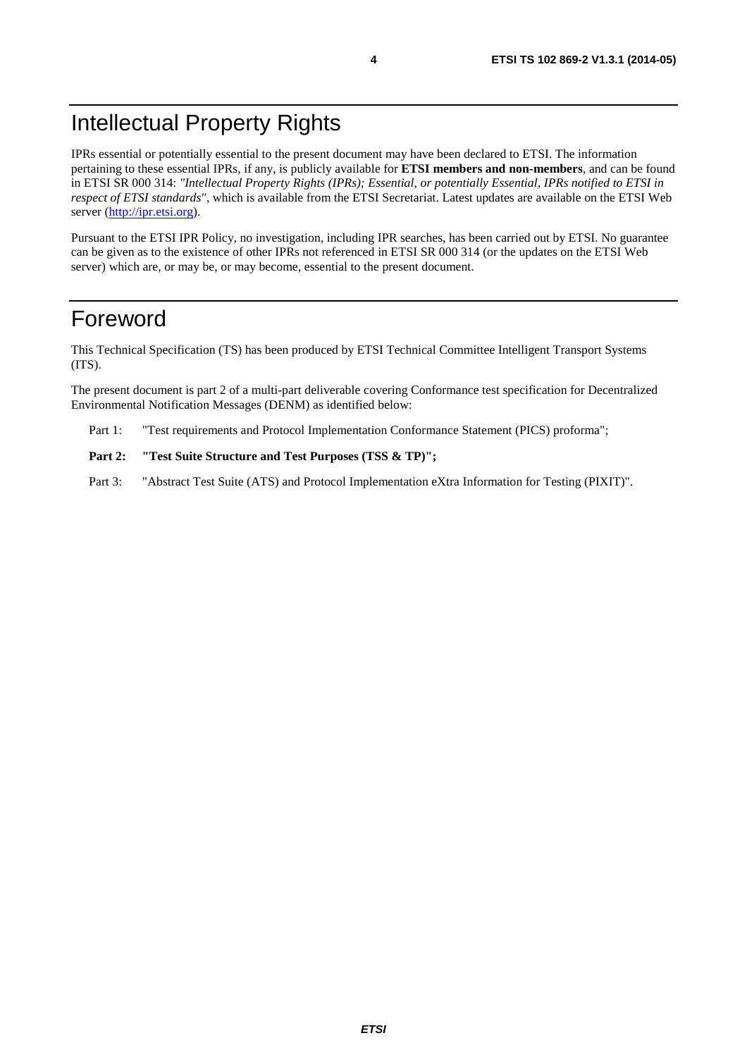# Intellectual Property Rights

IPRs essential or potentially essential to the present document may have been declared to ETSI. The information pertaining to these essential IPRs, if any, is publicly available for **ETSI members and non-members**, and can be found in ETSI SR 000 314: *"Intellectual Property Rights (IPRs); Essential, or potentially Essential, IPRs notified to ETSI in respect of ETSI standards"*, which is available from the ETSI Secretariat. Latest updates are available on the ETSI Web server (http://ipr.etsi.org).

Pursuant to the ETSI IPR Policy, no investigation, including IPR searches, has been carried out by ETSI. No guarantee can be given as to the existence of other IPRs not referenced in ETSI SR 000 314 (or the updates on the ETSI Web server) which are, or may be, or may become, essential to the present document.

# Foreword

This Technical Specification (TS) has been produced by ETSI Technical Committee Intelligent Transport Systems (ITS).

The present document is part 2 of a multi-part deliverable covering Conformance test specification for Decentralized Environmental Notification Messages (DENM) as identified below:

Part 1: "Test requirements and Protocol Implementation Conformance Statement (PICS) proforma";

**Part 2: "Test Suite Structure and Test Purposes (TSS & TP)";**

Part 3: "Abstract Test Suite (ATS) and Protocol Implementation eXtra Information for Testing (PIXIT)".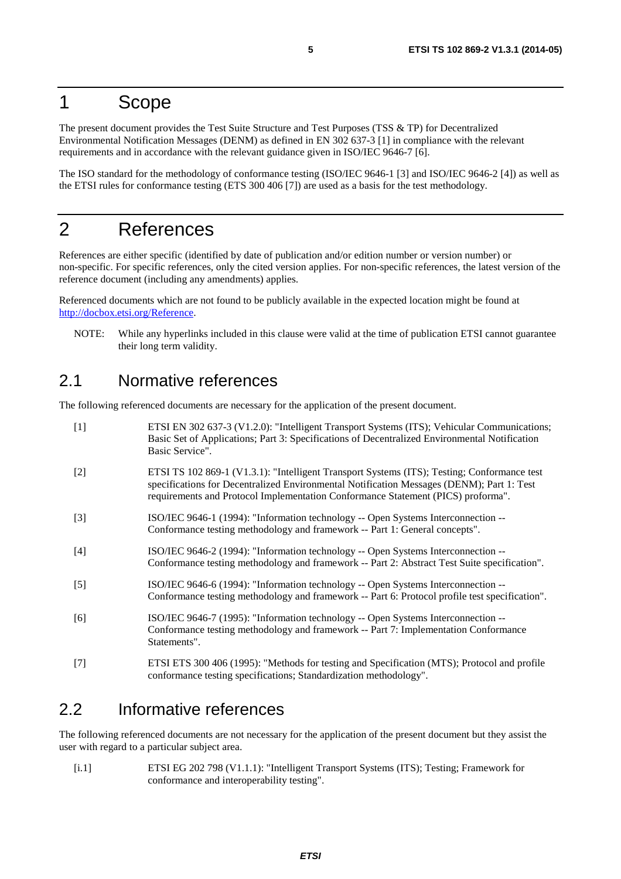# 1 Scope

The present document provides the Test Suite Structure and Test Purposes (TSS & TP) for Decentralized Environmental Notification Messages (DENM) as defined in EN 302 637-3 [1] in compliance with the relevant requirements and in accordance with the relevant guidance given in ISO/IEC 9646-7 [6].

The ISO standard for the methodology of conformance testing (ISO/IEC 9646-1 [3] and ISO/IEC 9646-2 [4]) as well as the ETSI rules for conformance testing (ETS 300 406 [7]) are used as a basis for the test methodology.

# 2 References

References are either specific (identified by date of publication and/or edition number or version number) or non-specific. For specific references, only the cited version applies. For non-specific references, the latest version of the reference document (including any amendments) applies.

Referenced documents which are not found to be publicly available in the expected location might be found at http://docbox.etsi.org/Reference.

NOTE: While any hyperlinks included in this clause were valid at the time of publication ETSI cannot guarantee their long term validity.

## 2.1 Normative references

The following referenced documents are necessary for the application of the present document.

[1] ETSI EN 302 637-3 (V1.2.0): "Intelligent Transport Systems (ITS); Vehicular Communications; Basic Set of Applications; Part 3: Specifications of Decentralized Environmental Notification Basic Service".

[2] ETSI TS 102 869-1 (V1.3.1): "Intelligent Transport Systems (ITS); Testing; Conformance test specifications for Decentralized Environmental Notification Messages (DENM); Part 1: Test requirements and Protocol Implementation Conformance Statement (PICS) proforma".

[3] ISO/IEC 9646-1 (1994): "Information technology -- Open Systems Interconnection -- Conformance testing methodology and framework -- Part 1: General concepts".

[4] ISO/IEC 9646-2 (1994): "Information technology -- Open Systems Interconnection -- Conformance testing methodology and framework -- Part 2: Abstract Test Suite specification".

[5] ISO/IEC 9646-6 (1994): "Information technology -- Open Systems Interconnection -- Conformance testing methodology and framework -- Part 6: Protocol profile test specification".

[6] ISO/IEC 9646-7 (1995): "Information technology -- Open Systems Interconnection -- Conformance testing methodology and framework -- Part 7: Implementation Conformance Statements".

[7] ETSI ETS 300 406 (1995): "Methods for testing and Specification (MTS); Protocol and profile conformance testing specifications; Standardization methodology".

## 2.2 Informative references

The following referenced documents are not necessary for the application of the present document but they assist the user with regard to a particular subject area.

[i.1] ETSI EG 202 798 (V1.1.1): "Intelligent Transport Systems (ITS); Testing; Framework for conformance and interoperability testing".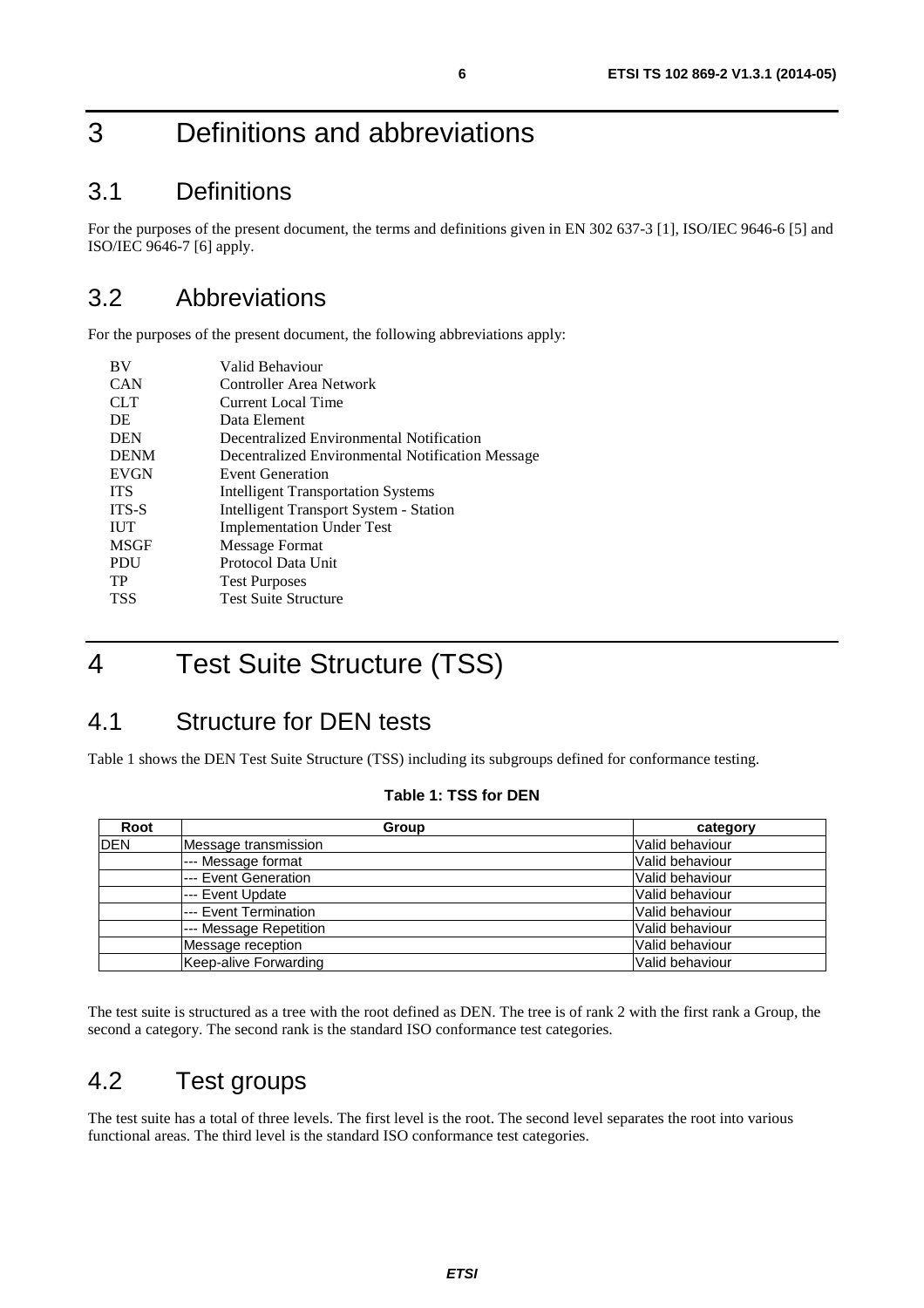# 3 Definitions and abbreviations

## 3.1 Definitions

For the purposes of the present document, the terms and definitions given in EN 302 637-3 [1], ISO/IEC 9646-6 [5] and ISO/IEC 9646-7 [6] apply.

## 3.2 Abbreviations

For the purposes of the present document, the following abbreviations apply:

| | |
|---|---|
| BV | Valid Behaviour |
| CAN | Controller Area Network |
| CLT | Current Local Time |
| DE | Data Element |
| DEN | Decentralized Environmental Notification |
| DENM | Decentralized Environmental Notification Message |
| EVGN | Event Generation |
| ITS | Intelligent Transportation Systems |
| ITS-S | Intelligent Transport System - Station |
| IUT | Implementation Under Test |
| MSGF | Message Format |
| PDU | Protocol Data Unit |
| TP | Test Purposes |
| TSS | Test Suite Structure |

# 4 Test Suite Structure (TSS)

## 4.1 Structure for DEN tests

Table 1 shows the DEN Test Suite Structure (TSS) including its subgroups defined for conformance testing.

**Table 1: TSS for DEN**

| Root | Group | category |
|---|---|---|
| DEN | Message transmission | Valid behaviour |
| | --- Message format | Valid behaviour |
| | --- Event Generation | Valid behaviour |
| | --- Event Update | Valid behaviour |
| | --- Event Termination | Valid behaviour |
| | --- Message Repetition | Valid behaviour |
| | Message reception | Valid behaviour |
| | Keep-alive Forwarding | Valid behaviour |

The test suite is structured as a tree with the root defined as DEN. The tree is of rank 2 with the first rank a Group, the second a category. The second rank is the standard ISO conformance test categories.

## 4.2 Test groups

The test suite has a total of three levels. The first level is the root. The second level separates the root into various functional areas. The third level is the standard ISO conformance test categories.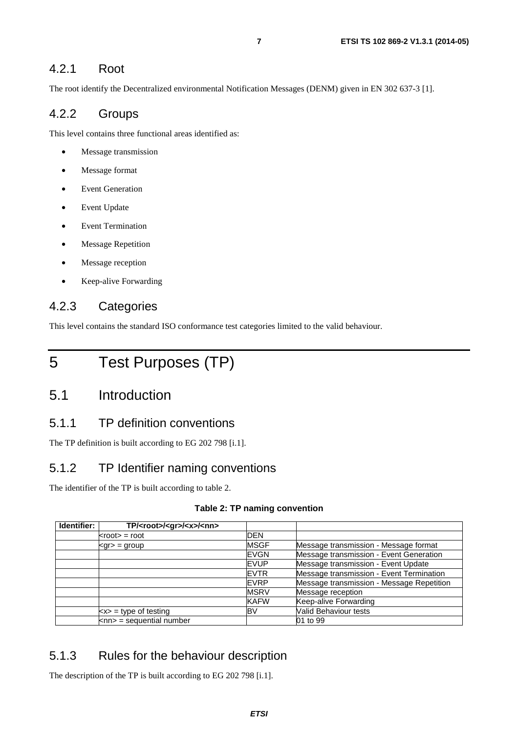### 4.2.1 Root

The root identify the Decentralized environmental Notification Messages (DENM) given in EN 302 637-3 [1].

### 4.2.2 Groups

This level contains three functional areas identified as:

- Message transmission
- Message format
- Event Generation
- Event Update
- Event Termination
- Message Repetition
- Message reception
- Keep-alive Forwarding

### 4.2.3 Categories

This level contains the standard ISO conformance test categories limited to the valid behaviour.

# 5 Test Purposes (TP)

## 5.1 Introduction

### 5.1.1 TP definition conventions

The TP definition is built according to EG 202 798 [i.1].

### 5.1.2 TP Identifier naming conventions

The identifier of the TP is built according to table 2.

**Table 2: TP naming convention**

| Identifier: | TP/<root>/<gr>/<x>/<nn> | | |
|---|---|---|---|
| | <root> = root | DEN | |
| | <gr> = group | MSGF | Message transmission - Message format |
| | | EVGN | Message transmission - Event Generation |
| | | EVUP | Message transmission - Event Update |
| | | EVTR | Message transmission - Event Termination |
| | | EVRP | Message transmission - Message Repetition |
| | | MSRV | Message reception |
| | | KAFW | Keep-alive Forwarding |
| | <x> = type of testing | BV | Valid Behaviour tests |
| | <nn> = sequential number | | 01 to 99 |

### 5.1.3 Rules for the behaviour description

The description of the TP is built according to EG 202 798 [i.1].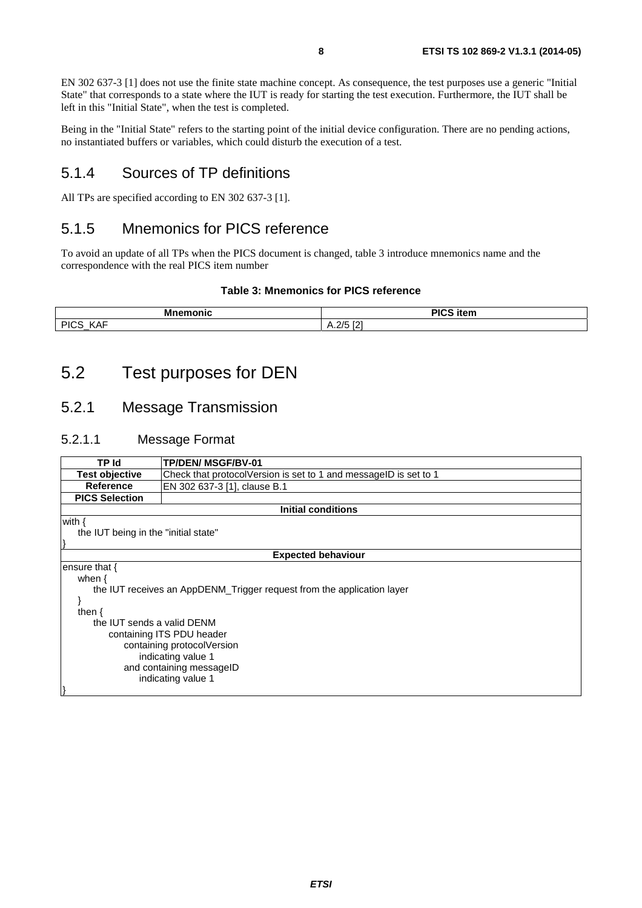EN 302 637-3 [1] does not use the finite state machine concept. As consequence, the test purposes use a generic "Initial State" that corresponds to a state where the IUT is ready for starting the test execution. Furthermore, the IUT shall be left in this "Initial State", when the test is completed.

Being in the "Initial State" refers to the starting point of the initial device configuration. There are no pending actions, no instantiated buffers or variables, which could disturb the execution of a test.

### 5.1.4 Sources of TP definitions

All TPs are specified according to EN 302 637-3 [1].

### 5.1.5 Mnemonics for PICS reference

To avoid an update of all TPs when the PICS document is changed, table 3 introduce mnemonics name and the correspondence with the real PICS item number

**Table 3: Mnemonics for PICS reference**

| Mnemonic | PICS item |
|---|---|
| PICS_KAF | A.2/5 [2] |

## 5.2 Test purposes for DEN

### 5.2.1 Message Transmission

#### 5.2.1.1 Message Format

| **TP Id** | **TP/DEN/ MSGF/BV-01** |
|---|---|
| **Test objective** | Check that protocolVersion is set to 1 and messageID is set to 1 |
| **Reference** | EN 302 637-3 [1], clause B.1 |
| **PICS Selection** | |

**Initial conditions**

```
with {
    the IUT being in the "initial state"
}
```

**Expected behaviour**

```
ensure that {
    when {
        the IUT receives an AppDENM_Trigger request from the application layer
    }
    then {
        the IUT sends a valid DENM
            containing ITS PDU header
                containing protocolVersion
                    indicating value 1
                and containing messageID
                    indicating value 1
}
```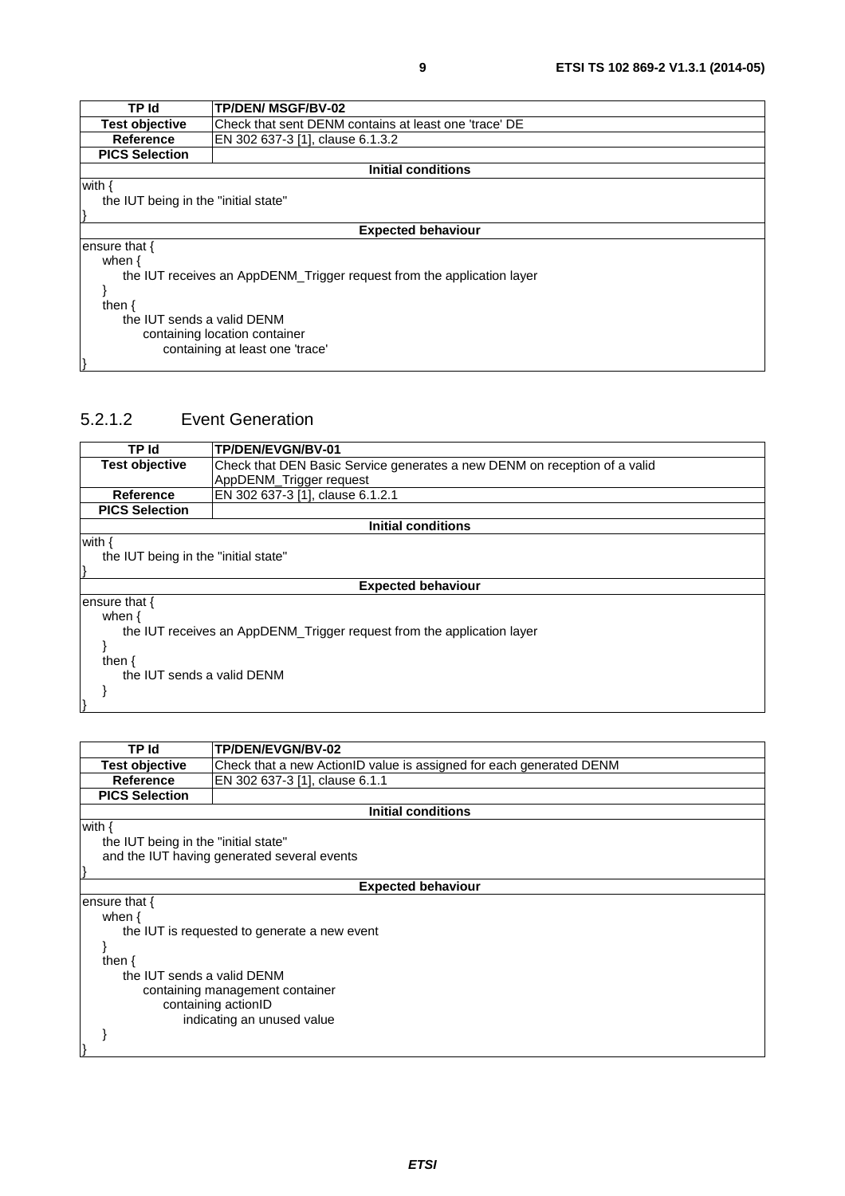| TP Id | TP/DEN/ MSGF/BV-02 |
|---|---|
| **Test objective** | Check that sent DENM contains at least one 'trace' DE |
| **Reference** | EN 302 637-3 [1], clause 6.1.3.2 |
| **PICS Selection** | |
| **Initial conditions** | |

```
with {
    the IUT being in the "initial state"
}
```

**Expected behaviour**

```
ensure that {
    when {
        the IUT receives an AppDENM_Trigger request from the application layer
    }
    then {
        the IUT sends a valid DENM
            containing location container
                containing at least one 'trace'
}
```

### 5.2.1.2 Event Generation

| TP Id | TP/DEN/EVGN/BV-01 |
|---|---|
| **Test objective** | Check that DEN Basic Service generates a new DENM on reception of a valid AppDENM_Trigger request |
| **Reference** | EN 302 637-3 [1], clause 6.1.2.1 |
| **PICS Selection** | |
| **Initial conditions** | |

```
with {
    the IUT being in the "initial state"
}
```

**Expected behaviour**

```
ensure that {
    when {
        the IUT receives an AppDENM_Trigger request from the application layer
    }
    then {
        the IUT sends a valid DENM
    }
}
```

| TP Id | TP/DEN/EVGN/BV-02 |
|---|---|
| **Test objective** | Check that a new ActionID value is assigned for each generated DENM |
| **Reference** | EN 302 637-3 [1], clause 6.1.1 |
| **PICS Selection** | |
| **Initial conditions** | |

```
with {
    the IUT being in the "initial state"
    and the IUT having generated several events
}
```

**Expected behaviour**

```
ensure that {
    when {
        the IUT is requested to generate a new event
    }
    then {
        the IUT sends a valid DENM
            containing management container
                containing actionID
                    indicating an unused value
    }
}
```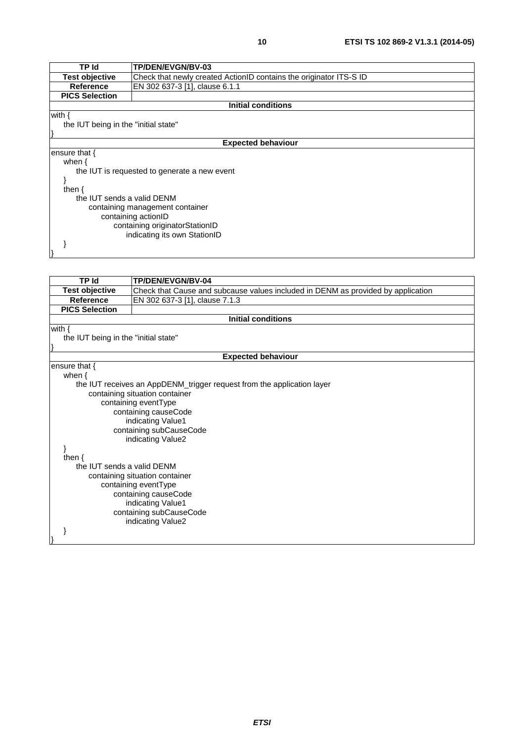| TP Id | TP/DEN/EVGN/BV-03 |
| --- | --- |
| **Test objective** | Check that newly created ActionID contains the originator ITS-S ID |
| **Reference** | EN 302 637-3 [1], clause 6.1.1 |
| **PICS Selection** | |
| **Initial conditions** | |

```
with {
    the IUT being in the "initial state"
}
```

**Expected behaviour**

```
ensure that {
    when {
        the IUT is requested to generate a new event
    }
    then {
        the IUT sends a valid DENM
            containing management container
                containing actionID
                    containing originatorStationID
                        indicating its own StationID
    }
}
```

| TP Id | TP/DEN/EVGN/BV-04 |
| --- | --- |
| **Test objective** | Check that Cause and subcause values included in DENM as provided by application |
| **Reference** | EN 302 637-3 [1], clause 7.1.3 |
| **PICS Selection** | |
| **Initial conditions** | |

```
with {
    the IUT being in the "initial state"
}
```

**Expected behaviour**

```
ensure that {
    when {
        the IUT receives an AppDENM_trigger request from the application layer
            containing situation container
                containing eventType
                    containing causeCode
                        indicating Value1
                    containing subCauseCode
                        indicating Value2
    }
    then {
        the IUT sends a valid DENM
            containing situation container
                containing eventType
                    containing causeCode
                        indicating Value1
                    containing subCauseCode
                        indicating Value2
    }
}
```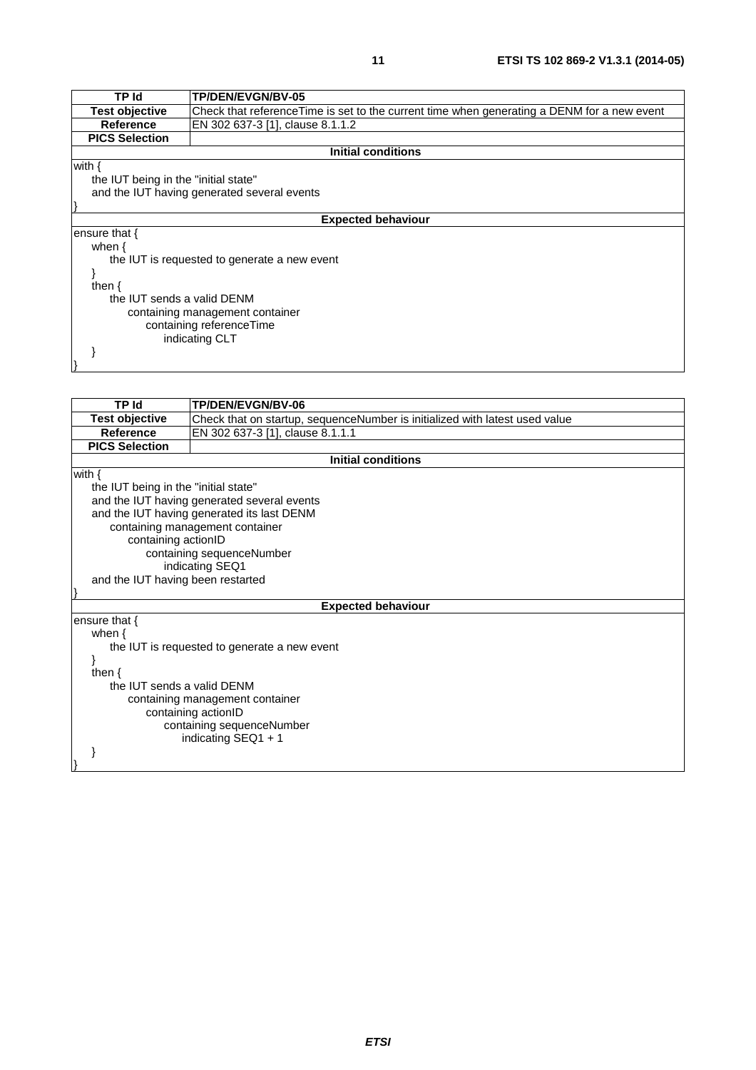| TP Id | TP/DEN/EVGN/BV-05 |
|---|---|
| **Test objective** | Check that referenceTime is set to the current time when generating a DENM for a new event |
| **Reference** | EN 302 637-3 [1], clause 8.1.1.2 |
| **PICS Selection** | |

**Initial conditions**

```
with {
    the IUT being in the "initial state"
    and the IUT having generated several events
}
```

**Expected behaviour**

```
ensure that {
    when {
        the IUT is requested to generate a new event
    }
    then {
        the IUT sends a valid DENM
            containing management container
                containing referenceTime
                    indicating CLT
    }
}
```

| TP Id | TP/DEN/EVGN/BV-06 |
|---|---|
| **Test objective** | Check that on startup, sequenceNumber is initialized with latest used value |
| **Reference** | EN 302 637-3 [1], clause 8.1.1.1 |
| **PICS Selection** | |

**Initial conditions**

```
with {
    the IUT being in the "initial state"
    and the IUT having generated several events
    and the IUT having generated its last DENM
        containing management container
            containing actionID
                containing sequenceNumber
                    indicating SEQ1
    and the IUT having been restarted
}
```

**Expected behaviour**

```
ensure that {
    when {
        the IUT is requested to generate a new event
    }
    then {
        the IUT sends a valid DENM
            containing management container
                containing actionID
                    containing sequenceNumber
                        indicating SEQ1 + 1
    }
}
```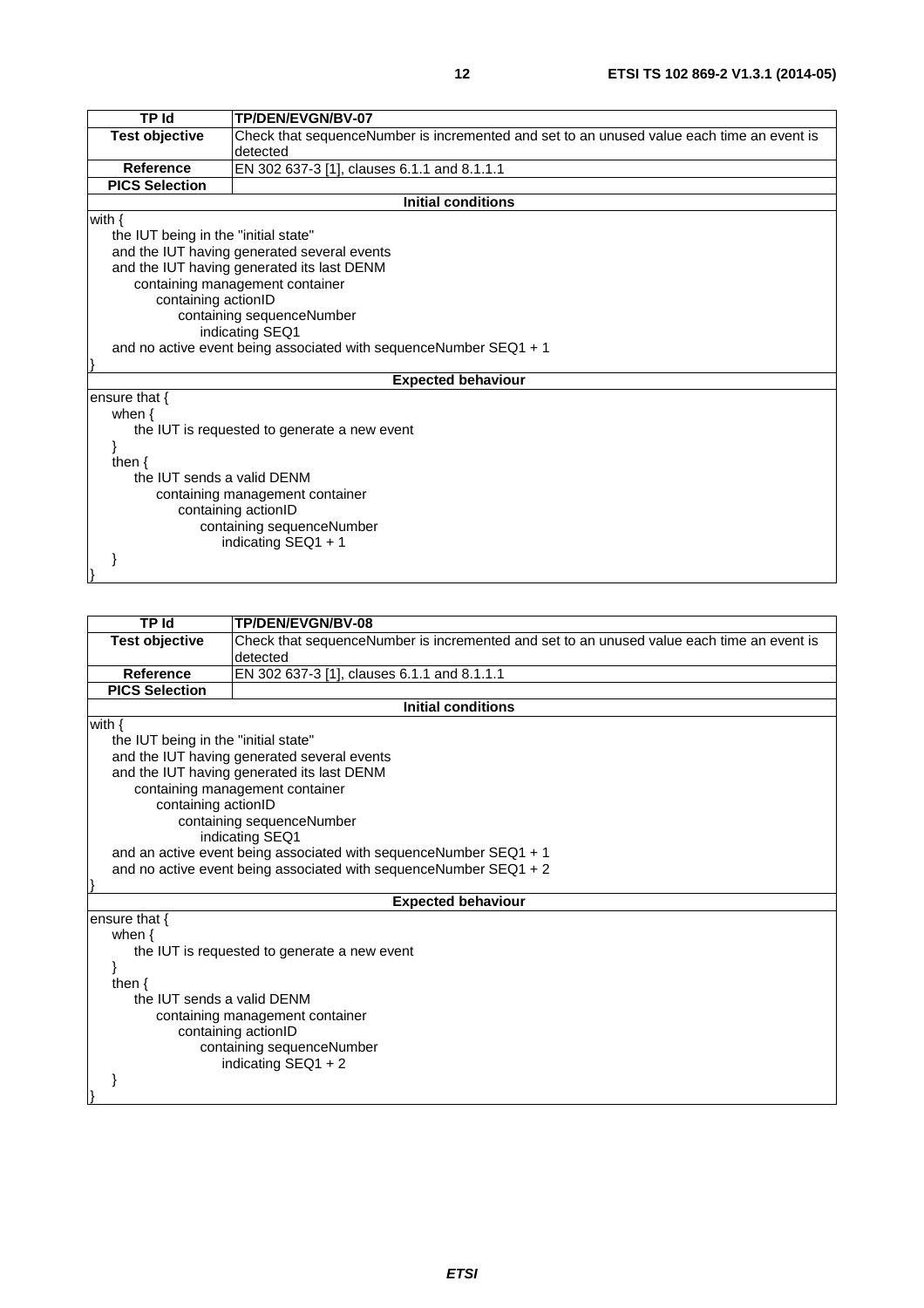| TP Id | TP/DEN/EVGN/BV-07 |
|---|---|
| **Test objective** | Check that sequenceNumber is incremented and set to an unused value each time an event is detected |
| **Reference** | EN 302 637-3 [1], clauses 6.1.1 and 8.1.1.1 |
| **PICS Selection** | |
| **Initial conditions** | |
| with {<br>&nbsp;&nbsp;&nbsp;&nbsp;the IUT being in the "initial state"<br>&nbsp;&nbsp;&nbsp;&nbsp;and the IUT having generated several events<br>&nbsp;&nbsp;&nbsp;&nbsp;and the IUT having generated its last DENM<br>&nbsp;&nbsp;&nbsp;&nbsp;&nbsp;&nbsp;&nbsp;&nbsp;containing management container<br>&nbsp;&nbsp;&nbsp;&nbsp;&nbsp;&nbsp;&nbsp;&nbsp;&nbsp;&nbsp;&nbsp;&nbsp;containing actionID<br>&nbsp;&nbsp;&nbsp;&nbsp;&nbsp;&nbsp;&nbsp;&nbsp;&nbsp;&nbsp;&nbsp;&nbsp;&nbsp;&nbsp;&nbsp;&nbsp;containing sequenceNumber<br>&nbsp;&nbsp;&nbsp;&nbsp;&nbsp;&nbsp;&nbsp;&nbsp;&nbsp;&nbsp;&nbsp;&nbsp;&nbsp;&nbsp;&nbsp;&nbsp;&nbsp;&nbsp;&nbsp;&nbsp;indicating SEQ1<br>&nbsp;&nbsp;&nbsp;&nbsp;and no active event being associated with sequenceNumber SEQ1 + 1<br>} | |
| **Expected behaviour** | |
| ensure that {<br>&nbsp;&nbsp;&nbsp;&nbsp;when {<br>&nbsp;&nbsp;&nbsp;&nbsp;&nbsp;&nbsp;&nbsp;&nbsp;the IUT is requested to generate a new event<br>&nbsp;&nbsp;&nbsp;&nbsp;}<br>&nbsp;&nbsp;&nbsp;&nbsp;then {<br>&nbsp;&nbsp;&nbsp;&nbsp;&nbsp;&nbsp;&nbsp;&nbsp;the IUT sends a valid DENM<br>&nbsp;&nbsp;&nbsp;&nbsp;&nbsp;&nbsp;&nbsp;&nbsp;&nbsp;&nbsp;&nbsp;&nbsp;containing management container<br>&nbsp;&nbsp;&nbsp;&nbsp;&nbsp;&nbsp;&nbsp;&nbsp;&nbsp;&nbsp;&nbsp;&nbsp;&nbsp;&nbsp;&nbsp;&nbsp;containing actionID<br>&nbsp;&nbsp;&nbsp;&nbsp;&nbsp;&nbsp;&nbsp;&nbsp;&nbsp;&nbsp;&nbsp;&nbsp;&nbsp;&nbsp;&nbsp;&nbsp;&nbsp;&nbsp;&nbsp;&nbsp;containing sequenceNumber<br>&nbsp;&nbsp;&nbsp;&nbsp;&nbsp;&nbsp;&nbsp;&nbsp;&nbsp;&nbsp;&nbsp;&nbsp;&nbsp;&nbsp;&nbsp;&nbsp;&nbsp;&nbsp;&nbsp;&nbsp;&nbsp;&nbsp;&nbsp;&nbsp;indicating SEQ1 + 1<br>&nbsp;&nbsp;&nbsp;&nbsp;}<br>} | |

| TP Id | TP/DEN/EVGN/BV-08 |
|---|---|
| **Test objective** | Check that sequenceNumber is incremented and set to an unused value each time an event is detected |
| **Reference** | EN 302 637-3 [1], clauses 6.1.1 and 8.1.1.1 |
| **PICS Selection** | |
| **Initial conditions** | |
| with {<br>&nbsp;&nbsp;&nbsp;&nbsp;the IUT being in the "initial state"<br>&nbsp;&nbsp;&nbsp;&nbsp;and the IUT having generated several events<br>&nbsp;&nbsp;&nbsp;&nbsp;and the IUT having generated its last DENM<br>&nbsp;&nbsp;&nbsp;&nbsp;&nbsp;&nbsp;&nbsp;&nbsp;containing management container<br>&nbsp;&nbsp;&nbsp;&nbsp;&nbsp;&nbsp;&nbsp;&nbsp;&nbsp;&nbsp;&nbsp;&nbsp;containing actionID<br>&nbsp;&nbsp;&nbsp;&nbsp;&nbsp;&nbsp;&nbsp;&nbsp;&nbsp;&nbsp;&nbsp;&nbsp;&nbsp;&nbsp;&nbsp;&nbsp;containing sequenceNumber<br>&nbsp;&nbsp;&nbsp;&nbsp;&nbsp;&nbsp;&nbsp;&nbsp;&nbsp;&nbsp;&nbsp;&nbsp;&nbsp;&nbsp;&nbsp;&nbsp;&nbsp;&nbsp;&nbsp;&nbsp;indicating SEQ1<br>&nbsp;&nbsp;&nbsp;&nbsp;and an active event being associated with sequenceNumber SEQ1 + 1<br>&nbsp;&nbsp;&nbsp;&nbsp;and no active event being associated with sequenceNumber SEQ1 + 2<br>} | |
| **Expected behaviour** | |
| ensure that {<br>&nbsp;&nbsp;&nbsp;&nbsp;when {<br>&nbsp;&nbsp;&nbsp;&nbsp;&nbsp;&nbsp;&nbsp;&nbsp;the IUT is requested to generate a new event<br>&nbsp;&nbsp;&nbsp;&nbsp;}<br>&nbsp;&nbsp;&nbsp;&nbsp;then {<br>&nbsp;&nbsp;&nbsp;&nbsp;&nbsp;&nbsp;&nbsp;&nbsp;the IUT sends a valid DENM<br>&nbsp;&nbsp;&nbsp;&nbsp;&nbsp;&nbsp;&nbsp;&nbsp;&nbsp;&nbsp;&nbsp;&nbsp;containing management container<br>&nbsp;&nbsp;&nbsp;&nbsp;&nbsp;&nbsp;&nbsp;&nbsp;&nbsp;&nbsp;&nbsp;&nbsp;&nbsp;&nbsp;&nbsp;&nbsp;containing actionID<br>&nbsp;&nbsp;&nbsp;&nbsp;&nbsp;&nbsp;&nbsp;&nbsp;&nbsp;&nbsp;&nbsp;&nbsp;&nbsp;&nbsp;&nbsp;&nbsp;&nbsp;&nbsp;&nbsp;&nbsp;containing sequenceNumber<br>&nbsp;&nbsp;&nbsp;&nbsp;&nbsp;&nbsp;&nbsp;&nbsp;&nbsp;&nbsp;&nbsp;&nbsp;&nbsp;&nbsp;&nbsp;&nbsp;&nbsp;&nbsp;&nbsp;&nbsp;&nbsp;&nbsp;&nbsp;&nbsp;indicating SEQ1 + 2<br>&nbsp;&nbsp;&nbsp;&nbsp;}<br>} | |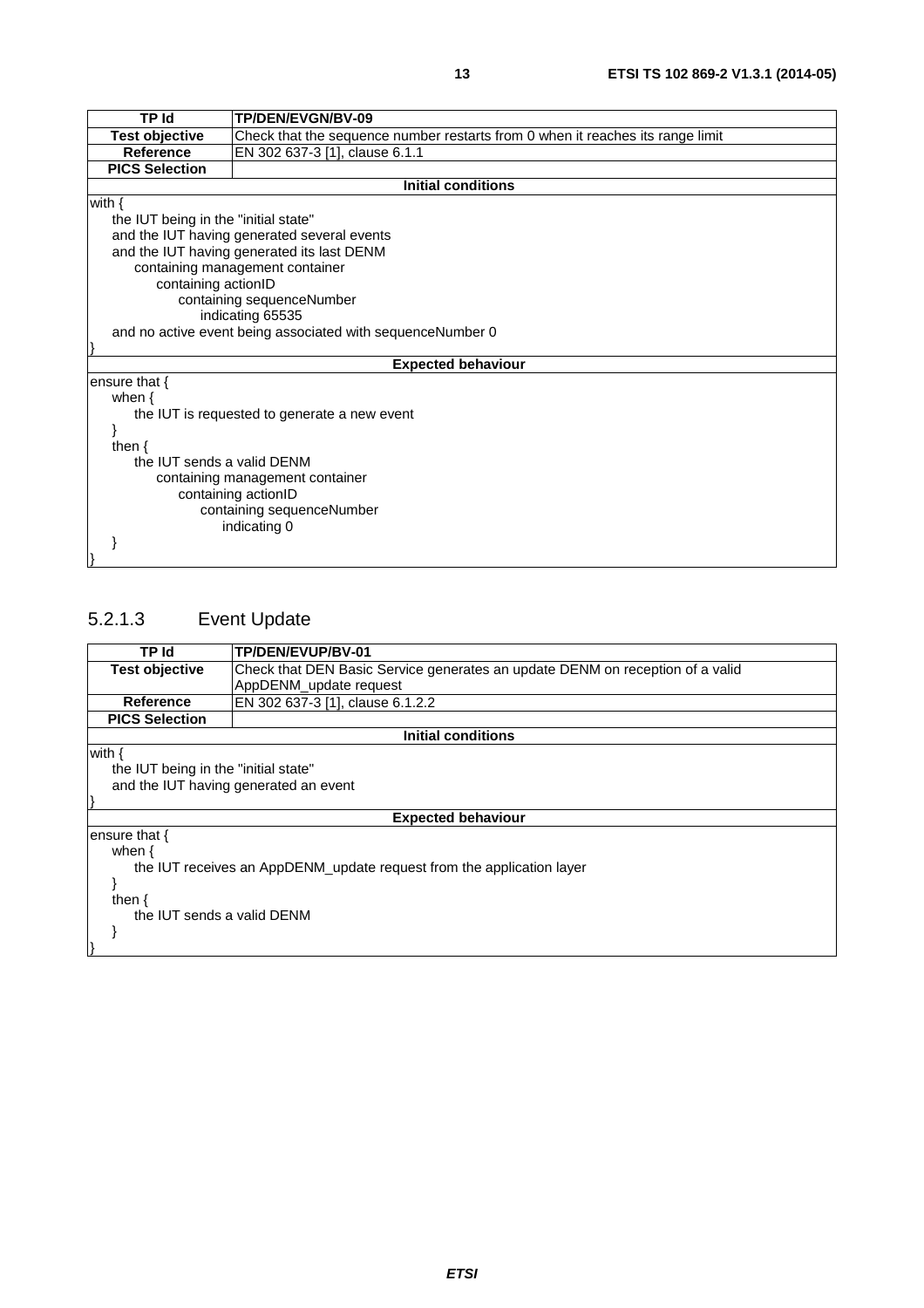| TP Id | TP/DEN/EVGN/BV-09 |
|---|---|
| **Test objective** | Check that the sequence number restarts from 0 when it reaches its range limit |
| **Reference** | EN 302 637-3 [1], clause 6.1.1 |
| **PICS Selection** | |

**Initial conditions**

```
with {
    the IUT being in the "initial state"
    and the IUT having generated several events
    and the IUT having generated its last DENM
        containing management container
            containing actionID
                containing sequenceNumber
                    indicating 65535
    and no active event being associated with sequenceNumber 0
}
```

**Expected behaviour**

```
ensure that {
    when {
        the IUT is requested to generate a new event
    }
    then {
        the IUT sends a valid DENM
            containing management container
                containing actionID
                    containing sequenceNumber
                        indicating 0
    }
}
```

### 5.2.1.3 Event Update

| TP Id | TP/DEN/EVUP/BV-01 |
|---|---|
| **Test objective** | Check that DEN Basic Service generates an update DENM on reception of a valid AppDENM_update request |
| **Reference** | EN 302 637-3 [1], clause 6.1.2.2 |
| **PICS Selection** | |

**Initial conditions**

```
with {
    the IUT being in the "initial state"
    and the IUT having generated an event
}
```

**Expected behaviour**

```
ensure that {
    when {
        the IUT receives an AppDENM_update request from the application layer
    }
    then {
        the IUT sends a valid DENM
    }
}
```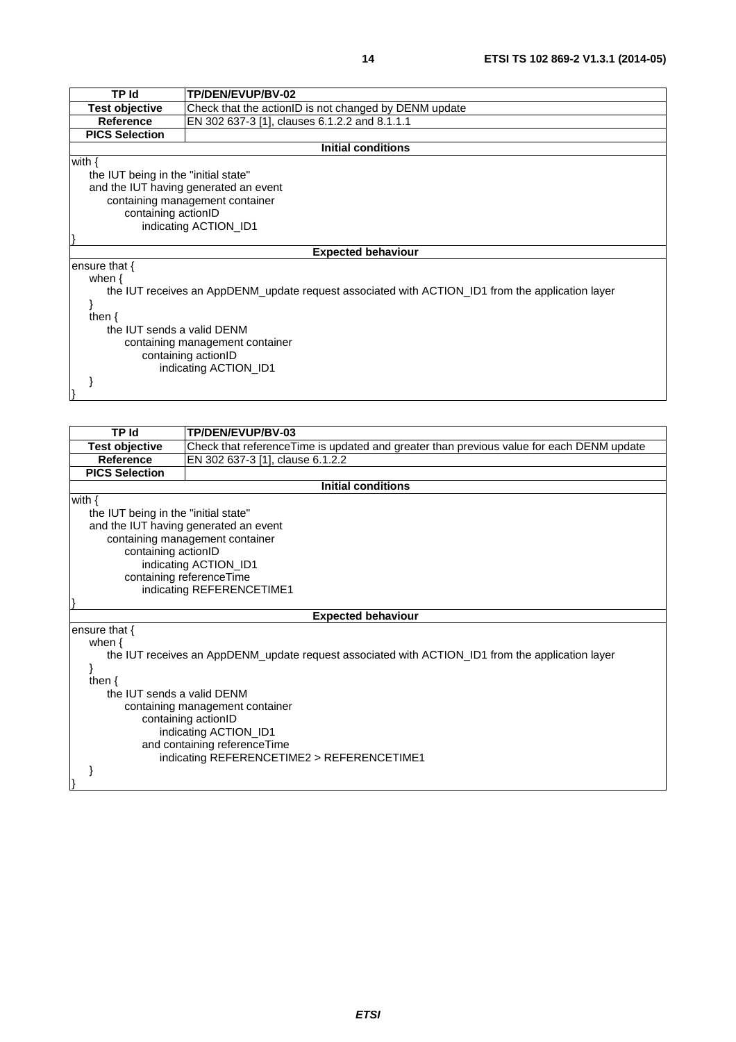| TP Id | TP/DEN/EVUP/BV-02 |
| --- | --- |
| **Test objective** | Check that the actionID is not changed by DENM update |
| **Reference** | EN 302 637-3 [1], clauses 6.1.2.2 and 8.1.1.1 |
| **PICS Selection** | |

**Initial conditions**

```
with {
    the IUT being in the "initial state"
    and the IUT having generated an event
        containing management container
            containing actionID
                indicating ACTION_ID1
}
```

**Expected behaviour**

```
ensure that {
    when {
        the IUT receives an AppDENM_update request associated with ACTION_ID1 from the application layer
    }
    then {
        the IUT sends a valid DENM
            containing management container
                containing actionID
                    indicating ACTION_ID1
    }
}
```

| TP Id | TP/DEN/EVUP/BV-03 |
| --- | --- |
| **Test objective** | Check that referenceTime is updated and greater than previous value for each DENM update |
| **Reference** | EN 302 637-3 [1], clause 6.1.2.2 |
| **PICS Selection** | |

**Initial conditions**

```
with {
    the IUT being in the "initial state"
    and the IUT having generated an event
        containing management container
            containing actionID
                indicating ACTION_ID1
            containing referenceTime
                indicating REFERENCETIME1
}
```

**Expected behaviour**

```
ensure that {
    when {
        the IUT receives an AppDENM_update request associated with ACTION_ID1 from the application layer
    }
    then {
        the IUT sends a valid DENM
            containing management container
                containing actionID
                    indicating ACTION_ID1
                and containing referenceTime
                    indicating REFERENCETIME2 > REFERENCETIME1
    }
}
```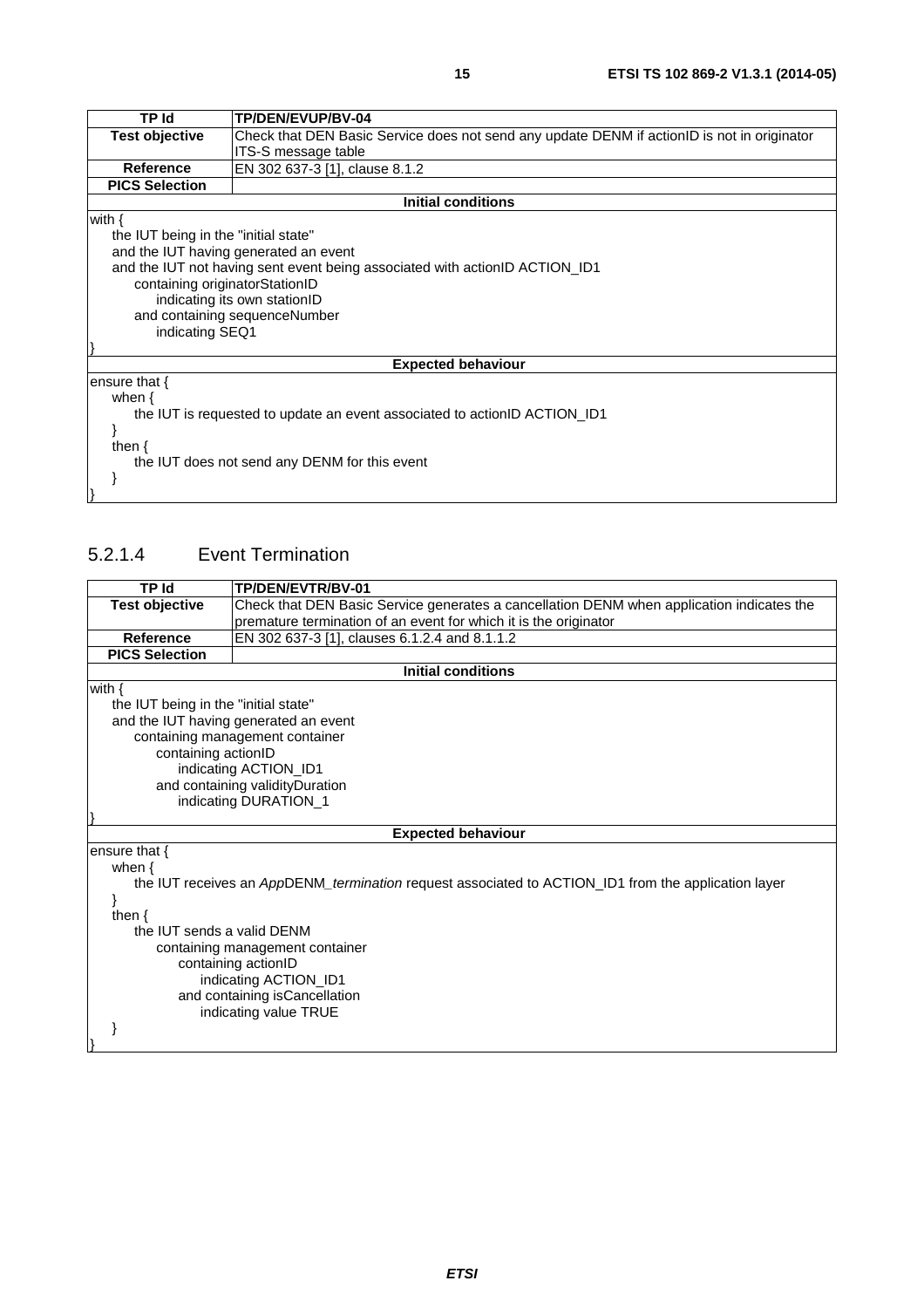| TP Id | TP/DEN/EVUP/BV-04 |
| --- | --- |
| Test objective | Check that DEN Basic Service does not send any update DENM if actionID is not in originator ITS-S message table |
| Reference | EN 302 637-3 [1], clause 8.1.2 |
| PICS Selection | |

**Initial conditions**

```
with {
    the IUT being in the "initial state"
    and the IUT having generated an event
    and the IUT not having sent event being associated with actionID ACTION_ID1
        containing originatorStationID
            indicating its own stationID
        and containing sequenceNumber
            indicating SEQ1
}
```

**Expected behaviour**

```
ensure that {
    when {
        the IUT is requested to update an event associated to actionID ACTION_ID1
    }
    then {
        the IUT does not send any DENM for this event
    }
}
```

### 5.2.1.4 Event Termination

| TP Id | TP/DEN/EVTR/BV-01 |
| --- | --- |
| Test objective | Check that DEN Basic Service generates a cancellation DENM when application indicates the premature termination of an event for which it is the originator |
| Reference | EN 302 637-3 [1], clauses 6.1.2.4 and 8.1.1.2 |
| PICS Selection | |

**Initial conditions**

```
with {
    the IUT being in the "initial state"
    and the IUT having generated an event
        containing management container
            containing actionID
                indicating ACTION_ID1
            and containing validityDuration
                indicating DURATION_1
}
```

**Expected behaviour**

```
ensure that {
    when {
        the IUT receives an AppDENM_termination request associated to ACTION_ID1 from the application layer
    }
    then {
        the IUT sends a valid DENM
            containing management container
                containing actionID
                    indicating ACTION_ID1
                and containing isCancellation
                    indicating value TRUE
    }
}
```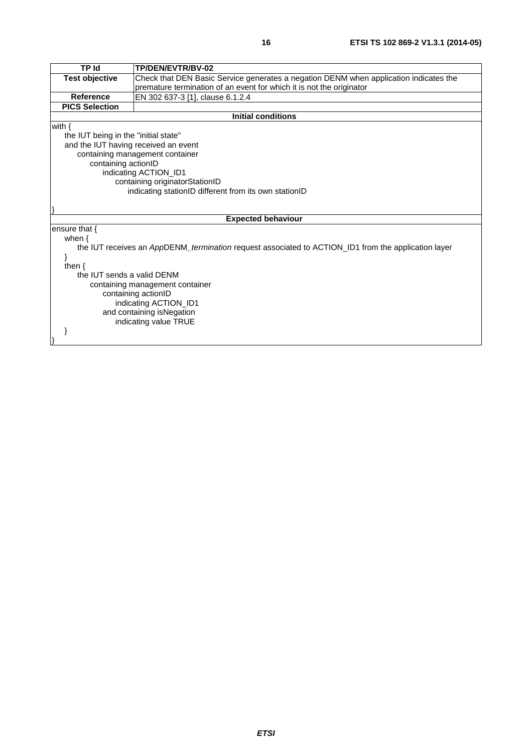| TP Id | TP/DEN/EVTR/BV-02 |
| --- | --- |
| **Test objective** | Check that DEN Basic Service generates a negation DENM when application indicates the premature termination of an event for which it is not the originator |
| **Reference** | EN 302 637-3 [1], clause 6.1.2.4 |
| **PICS Selection** | |
| **Initial conditions** | |

```
with {
    the IUT being in the "initial state"
    and the IUT having received an event
        containing management container
            containing actionID
                indicating ACTION_ID1
                    containing originatorStationID
                        indicating stationID different from its own stationID

}
```

**Expected behaviour**

```
ensure that {
    when {
        the IUT receives an AppDENM_termination request associated to ACTION_ID1 from the application layer
    }
    then {
        the IUT sends a valid DENM
            containing management container
                containing actionID
                    indicating ACTION_ID1
                and containing isNegation
                    indicating value TRUE
    }
}
```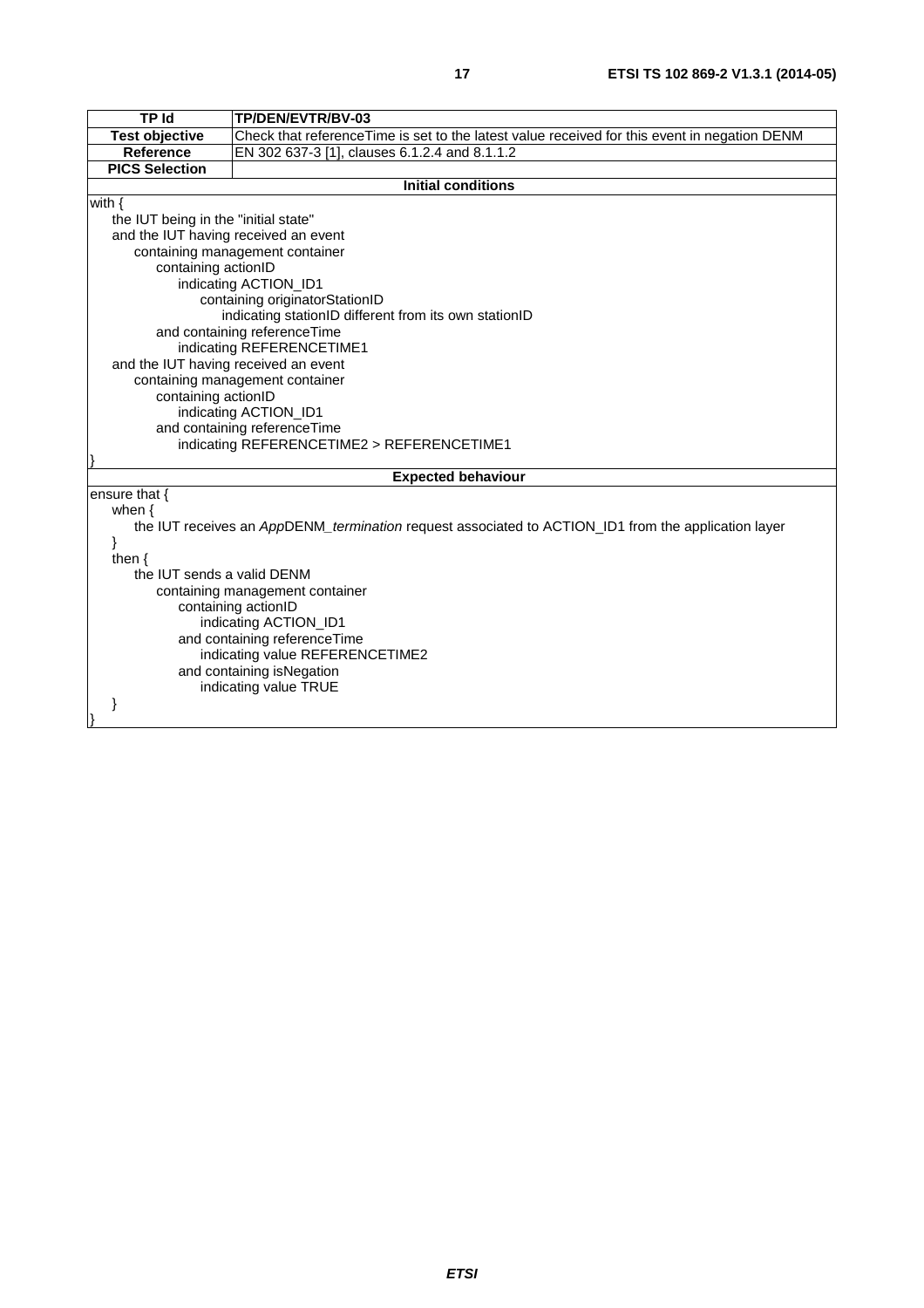| TP Id | TP/DEN/EVTR/BV-03 |
|---|---|
| **Test objective** | Check that referenceTime is set to the latest value received for this event in negation DENM |
| **Reference** | EN 302 637-3 [1], clauses 6.1.2.4 and 8.1.1.2 |
| **PICS Selection** | |
| **Initial conditions** | |

```
with {
    the IUT being in the "initial state"
    and the IUT having received an event
        containing management container
            containing actionID
                indicating ACTION_ID1
                    containing originatorStationID
                        indicating stationID different from its own stationID
            and containing referenceTime
                indicating REFERENCETIME1
    and the IUT having received an event
        containing management container
            containing actionID
                indicating ACTION_ID1
            and containing referenceTime
                indicating REFERENCETIME2 > REFERENCETIME1
}
```

**Expected behaviour**

```
ensure that {
    when {
        the IUT receives an AppDENM_termination request associated to ACTION_ID1 from the application layer
    }
    then {
        the IUT sends a valid DENM
            containing management container
                containing actionID
                    indicating ACTION_ID1
                and containing referenceTime
                    indicating value REFERENCETIME2
                and containing isNegation
                    indicating value TRUE
    }
}
```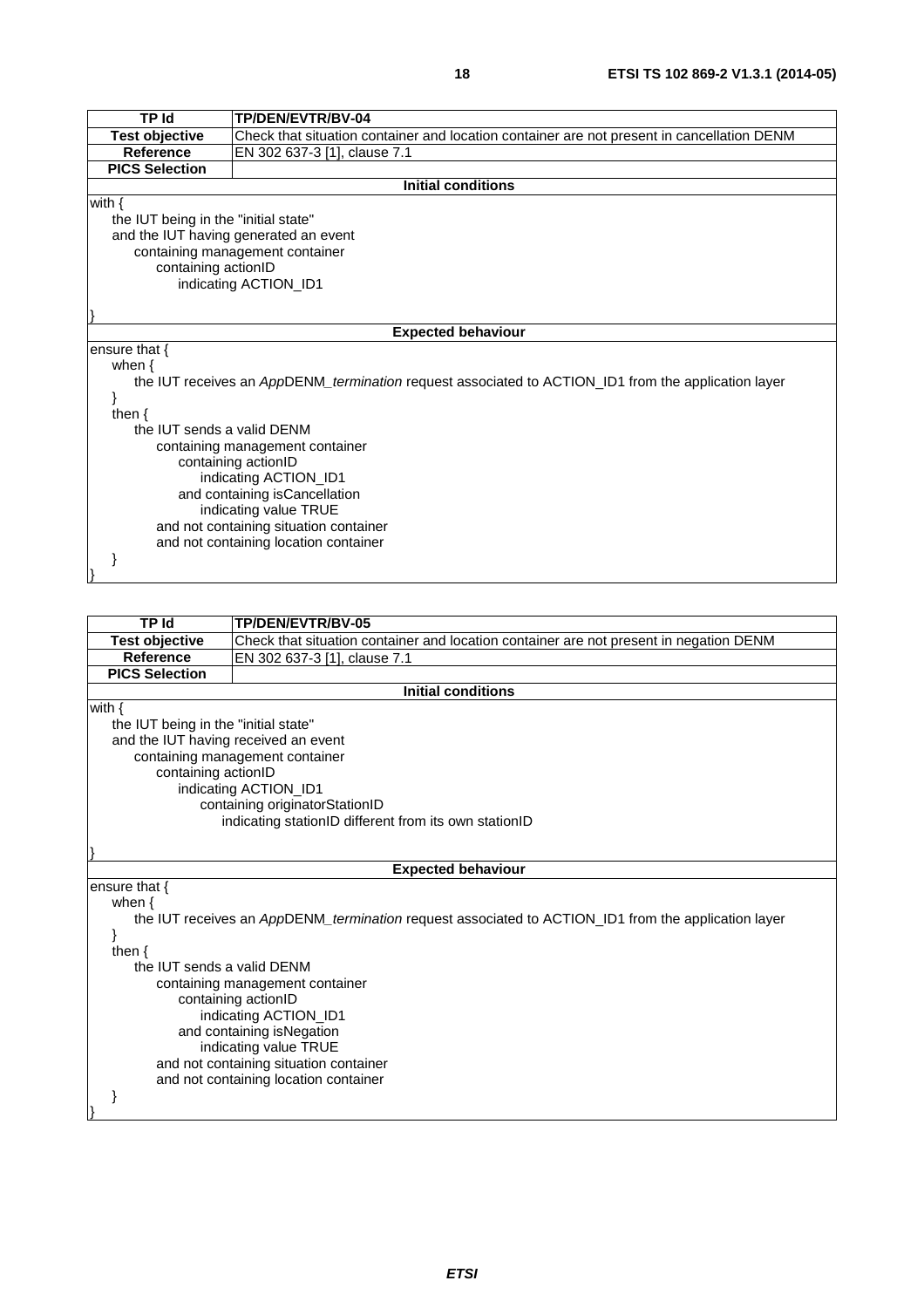| TP Id | TP/DEN/EVTR/BV-04 |
| --- | --- |
| **Test objective** | Check that situation container and location container are not present in cancellation DENM |
| **Reference** | EN 302 637-3 [1], clause 7.1 |
| **PICS Selection** | |
| **Initial conditions** | |
| with {<br>    the IUT being in the "initial state"<br>    and the IUT having generated an event<br>        containing management container<br>            containing actionID<br>                indicating ACTION_ID1<br><br>} | |
| **Expected behaviour** | |
| ensure that {<br>    when {<br>        the IUT receives an *App*DENM_*termination* request associated to ACTION_ID1 from the application layer<br>    }<br>    then {<br>        the IUT sends a valid DENM<br>            containing management container<br>                containing actionID<br>                    indicating ACTION_ID1<br>                and containing isCancellation<br>                    indicating value TRUE<br>            and not containing situation container<br>            and not containing location container<br>    }<br>} | |

| TP Id | TP/DEN/EVTR/BV-05 |
| --- | --- |
| **Test objective** | Check that situation container and location container are not present in negation DENM |
| **Reference** | EN 302 637-3 [1], clause 7.1 |
| **PICS Selection** | |
| **Initial conditions** | |
| with {<br>    the IUT being in the "initial state"<br>    and the IUT having received an event<br>        containing management container<br>            containing actionID<br>                indicating ACTION_ID1<br>                    containing originatorStationID<br>                        indicating stationID different from its own stationID<br><br>} | |
| **Expected behaviour** | |
| ensure that {<br>    when {<br>        the IUT receives an *App*DENM_*termination* request associated to ACTION_ID1 from the application layer<br>    }<br>    then {<br>        the IUT sends a valid DENM<br>            containing management container<br>                containing actionID<br>                    indicating ACTION_ID1<br>                and containing isNegation<br>                    indicating value TRUE<br>            and not containing situation container<br>            and not containing location container<br>    }<br>} | |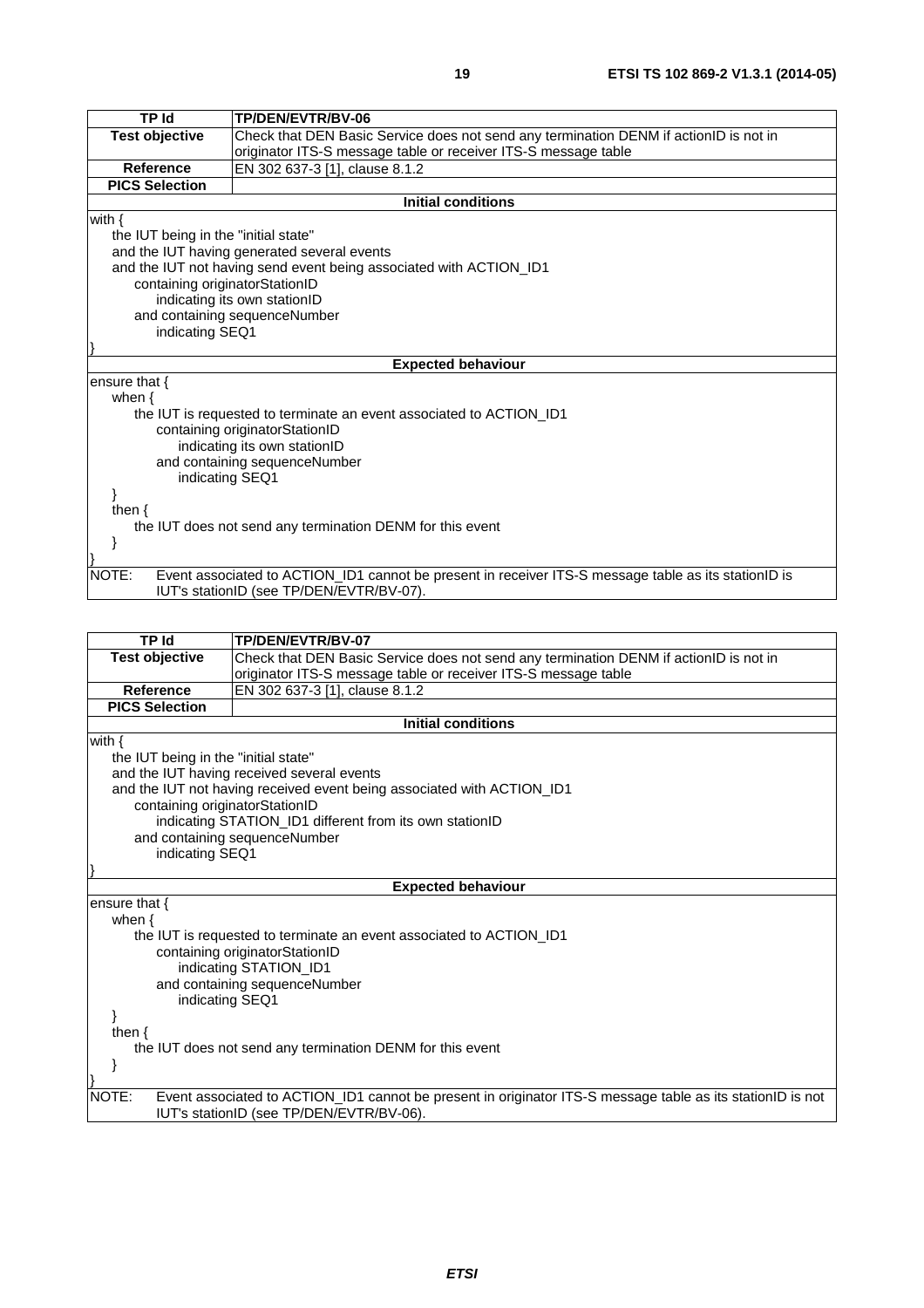| TP Id | TP/DEN/EVTR/BV-06 |
|---|---|
| **Test objective** | Check that DEN Basic Service does not send any termination DENM if actionID is not in originator ITS-S message table or receiver ITS-S message table |
| **Reference** | EN 302 637-3 [1], clause 8.1.2 |
| **PICS Selection** | |
| **Initial conditions** | |
| with {<br>    the IUT being in the "initial state"<br>    and the IUT having generated several events<br>    and the IUT not having send event being associated with ACTION_ID1<br>        containing originatorStationID<br>            indicating its own stationID<br>        and containing sequenceNumber<br>            indicating SEQ1<br>} | |
| **Expected behaviour** | |
| ensure that {<br>    when {<br>        the IUT is requested to terminate an event associated to ACTION_ID1<br>            containing originatorStationID<br>                indicating its own stationID<br>            and containing sequenceNumber<br>                indicating SEQ1<br>    }<br>    then {<br>        the IUT does not send any termination DENM for this event<br>    }<br>} | |
| NOTE: Event associated to ACTION_ID1 cannot be present in receiver ITS-S message table as its stationID is IUT's stationID (see TP/DEN/EVTR/BV-07). | |

| TP Id | TP/DEN/EVTR/BV-07 |
|---|---|
| **Test objective** | Check that DEN Basic Service does not send any termination DENM if actionID is not in originator ITS-S message table or receiver ITS-S message table |
| **Reference** | EN 302 637-3 [1], clause 8.1.2 |
| **PICS Selection** | |
| **Initial conditions** | |
| with {<br>    the IUT being in the "initial state"<br>    and the IUT having received several events<br>    and the IUT not having received event being associated with ACTION_ID1<br>        containing originatorStationID<br>            indicating STATION_ID1 different from its own stationID<br>        and containing sequenceNumber<br>            indicating SEQ1<br>} | |
| **Expected behaviour** | |
| ensure that {<br>    when {<br>        the IUT is requested to terminate an event associated to ACTION_ID1<br>            containing originatorStationID<br>                indicating STATION_ID1<br>            and containing sequenceNumber<br>                indicating SEQ1<br>    }<br>    then {<br>        the IUT does not send any termination DENM for this event<br>    }<br>} | |
| NOTE: Event associated to ACTION_ID1 cannot be present in originator ITS-S message table as its stationID is not IUT's stationID (see TP/DEN/EVTR/BV-06). | |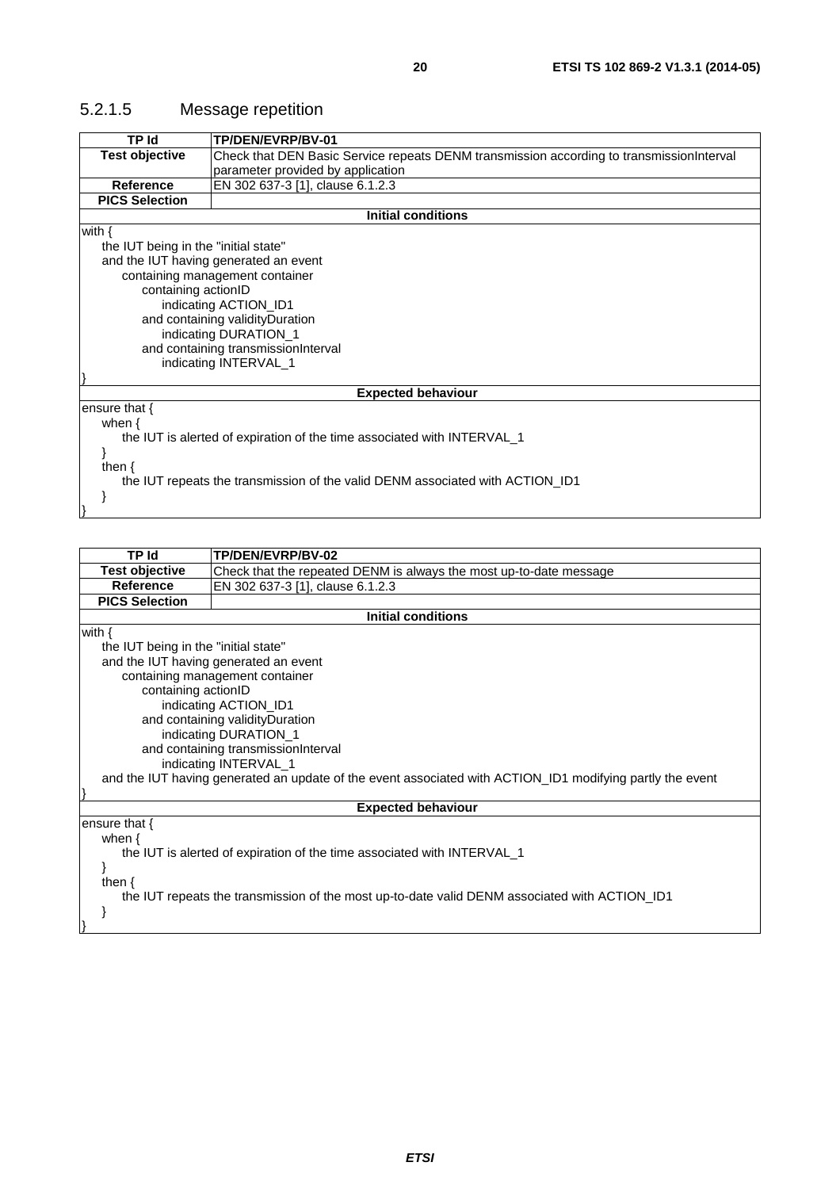### 5.2.1.5 Message repetition

| TP Id | TP/DEN/EVRP/BV-01 |
|---|---|
| **Test objective** | Check that DEN Basic Service repeats DENM transmission according to transmissionInterval parameter provided by application |
| **Reference** | EN 302 637-3 [1], clause 6.1.2.3 |
| **PICS Selection** | |
| **Initial conditions** | |
| with { <br> the IUT being in the "initial state" <br> and the IUT having generated an event <br> containing management container <br> containing actionID <br> indicating ACTION_ID1 <br> and containing validityDuration <br> indicating DURATION_1 <br> and containing transmissionInterval <br> indicating INTERVAL_1 <br> } | |
| **Expected behaviour** | |
| ensure that { <br> when { <br> the IUT is alerted of expiration of the time associated with INTERVAL_1 <br> } <br> then { <br> the IUT repeats the transmission of the valid DENM associated with ACTION_ID1 <br> } <br> } | |

| TP Id | TP/DEN/EVRP/BV-02 |
|---|---|
| **Test objective** | Check that the repeated DENM is always the most up-to-date message |
| **Reference** | EN 302 637-3 [1], clause 6.1.2.3 |
| **PICS Selection** | |
| **Initial conditions** | |
| with { <br> the IUT being in the "initial state" <br> and the IUT having generated an event <br> containing management container <br> containing actionID <br> indicating ACTION_ID1 <br> and containing validityDuration <br> indicating DURATION_1 <br> and containing transmissionInterval <br> indicating INTERVAL_1 <br> and the IUT having generated an update of the event associated with ACTION_ID1 modifying partly the event <br> } | |
| **Expected behaviour** | |
| ensure that { <br> when { <br> the IUT is alerted of expiration of the time associated with INTERVAL_1 <br> } <br> then { <br> the IUT repeats the transmission of the most up-to-date valid DENM associated with ACTION_ID1 <br> } <br> } | |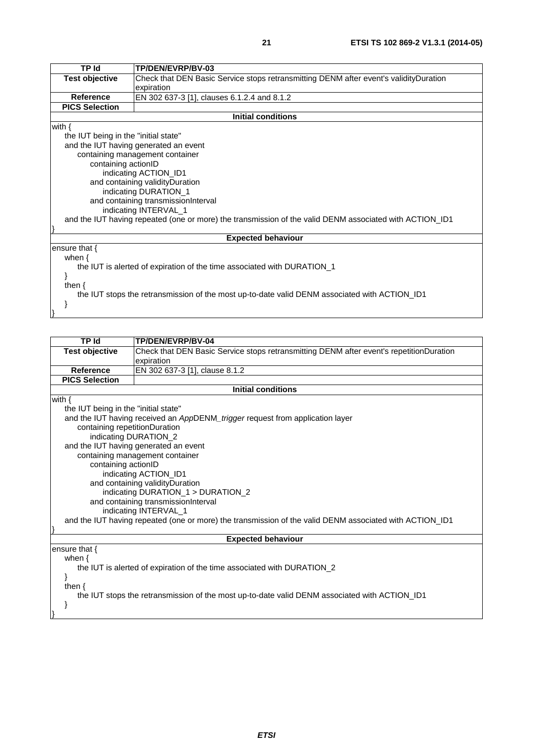| TP Id | TP/DEN/EVRP/BV-03 |
|---|---|
| **Test objective** | Check that DEN Basic Service stops retransmitting DENM after event's validityDuration expiration |
| **Reference** | EN 302 637-3 [1], clauses 6.1.2.4 and 8.1.2 |
| **PICS Selection** | |
| **Initial conditions** | |
| with {<br>  the IUT being in the "initial state"<br>  and the IUT having generated an event<br>    containing management container<br>      containing actionID<br>        indicating ACTION_ID1<br>      and containing validityDuration<br>        indicating DURATION_1<br>      and containing transmissionInterval<br>        indicating INTERVAL_1<br>  and the IUT having repeated (one or more) the transmission of the valid DENM associated with ACTION_ID1<br>} | |
| **Expected behaviour** | |
| ensure that {<br>  when {<br>    the IUT is alerted of expiration of the time associated with DURATION_1<br>  }<br>  then {<br>    the IUT stops the retransmission of the most up-to-date valid DENM associated with ACTION_ID1<br>  }<br>} | |

| TP Id | TP/DEN/EVRP/BV-04 |
|---|---|
| **Test objective** | Check that DEN Basic Service stops retransmitting DENM after event's repetitionDuration expiration |
| **Reference** | EN 302 637-3 [1], clause 8.1.2 |
| **PICS Selection** | |
| **Initial conditions** | |
| with {<br>  the IUT being in the "initial state"<br>  and the IUT having received an *App*DENM_*trigger* request from application layer<br>    containing repetitionDuration<br>      indicating DURATION_2<br>  and the IUT having generated an event<br>    containing management container<br>      containing actionID<br>        indicating ACTION_ID1<br>      and containing validityDuration<br>        indicating DURATION_1 > DURATION_2<br>      and containing transmissionInterval<br>        indicating INTERVAL_1<br>  and the IUT having repeated (one or more) the transmission of the valid DENM associated with ACTION_ID1<br>} | |
| **Expected behaviour** | |
| ensure that {<br>  when {<br>    the IUT is alerted of expiration of the time associated with DURATION_2<br>  }<br>  then {<br>    the IUT stops the retransmission of the most up-to-date valid DENM associated with ACTION_ID1<br>  }<br>} | |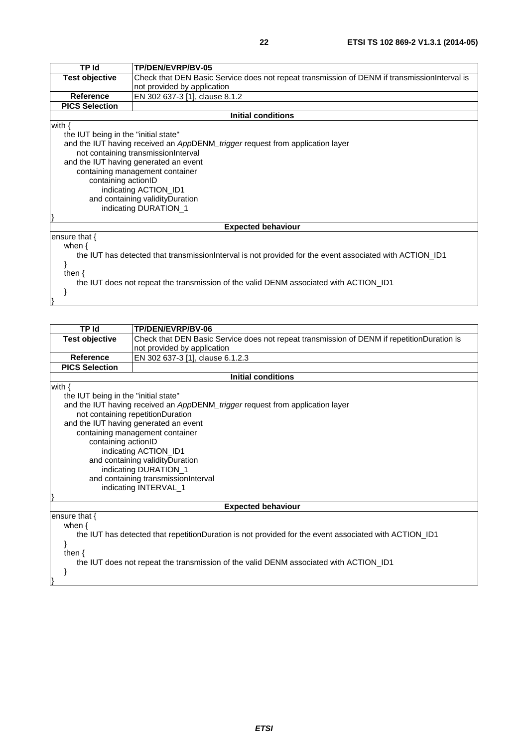| TP Id | TP/DEN/EVRP/BV-05 |
|---|---|
| **Test objective** | Check that DEN Basic Service does not repeat transmission of DENM if transmissionInterval is not provided by application |
| **Reference** | EN 302 637-3 [1], clause 8.1.2 |
| **PICS Selection** | |
| **Initial conditions** | |
| with {<br>    the IUT being in the "initial state"<br>    and the IUT having received an *App*DENM*_trigger* request from application layer<br>        not containing transmissionInterval<br>    and the IUT having generated an event<br>        containing management container<br>            containing actionID<br>                indicating ACTION_ID1<br>            and containing validityDuration<br>                indicating DURATION_1<br>} | |
| **Expected behaviour** | |
| ensure that {<br>    when {<br>        the IUT has detected that transmissionInterval is not provided for the event associated with ACTION_ID1<br>    }<br>    then {<br>        the IUT does not repeat the transmission of the valid DENM associated with ACTION_ID1<br>    }<br>} | |

| TP Id | TP/DEN/EVRP/BV-06 |
|---|---|
| **Test objective** | Check that DEN Basic Service does not repeat transmission of DENM if repetitionDuration is not provided by application |
| **Reference** | EN 302 637-3 [1], clause 6.1.2.3 |
| **PICS Selection** | |
| **Initial conditions** | |
| with {<br>    the IUT being in the "initial state"<br>    and the IUT having received an *App*DENM*_trigger* request from application layer<br>        not containing repetitionDuration<br>    and the IUT having generated an event<br>        containing management container<br>            containing actionID<br>                indicating ACTION_ID1<br>            and containing validityDuration<br>                indicating DURATION_1<br>            and containing transmissionInterval<br>                indicating INTERVAL_1<br>} | |
| **Expected behaviour** | |
| ensure that {<br>    when {<br>        the IUT has detected that repetitionDuration is not provided for the event associated with ACTION_ID1<br>    }<br>    then {<br>        the IUT does not repeat the transmission of the valid DENM associated with ACTION_ID1<br>    }<br>} | |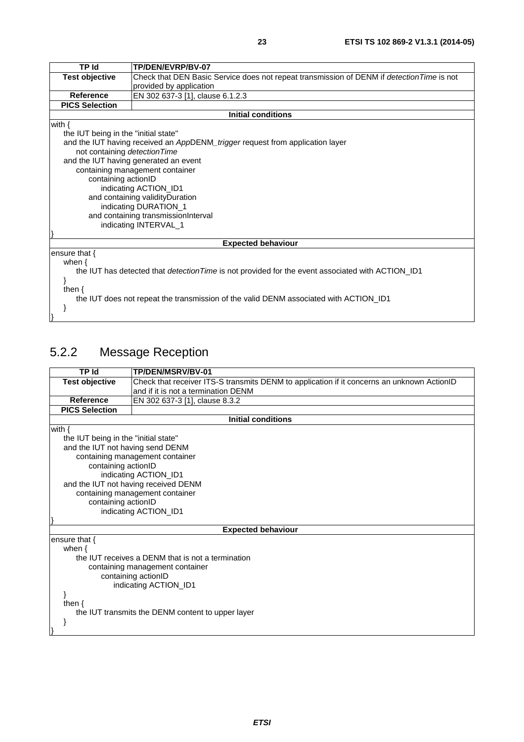| TP Id | TP/DEN/EVRP/BV-07 |
| --- | --- |
| **Test objective** | Check that DEN Basic Service does not repeat transmission of DENM if *detectionTime* is not provided by application |
| **Reference** | EN 302 637-3 [1], clause 6.1.2.3 |
| **PICS Selection** | |

**Initial conditions**

```
with {
    the IUT being in the "initial state"
    and the IUT having received an AppDENM_trigger request from application layer
        not containing detectionTime
    and the IUT having generated an event
        containing management container
            containing actionID
                indicating ACTION_ID1
            and containing validityDuration
                indicating DURATION_1
            and containing transmissionInterval
                indicating INTERVAL_1
}
```

**Expected behaviour**

```
ensure that {
    when {
        the IUT has detected that detectionTime is not provided for the event associated with ACTION_ID1
    }
    then {
        the IUT does not repeat the transmission of the valid DENM associated with ACTION_ID1
    }
}
```

## 5.2.2 Message Reception

| TP Id | TP/DEN/MSRV/BV-01 |
| --- | --- |
| **Test objective** | Check that receiver ITS-S transmits DENM to application if it concerns an unknown ActionID and if it is not a termination DENM |
| **Reference** | EN 302 637-3 [1], clause 8.3.2 |
| **PICS Selection** | |

**Initial conditions**

```
with {
    the IUT being in the "initial state"
    and the IUT not having send DENM
        containing management container
            containing actionID
                indicating ACTION_ID1
    and the IUT not having received DENM
        containing management container
            containing actionID
                indicating ACTION_ID1
}
```

**Expected behaviour**

```
ensure that {
    when {
        the IUT receives a DENM that is not a termination
            containing management container
                containing actionID
                    indicating ACTION_ID1
    }
    then {
        the IUT transmits the DENM content to upper layer
    }
}
```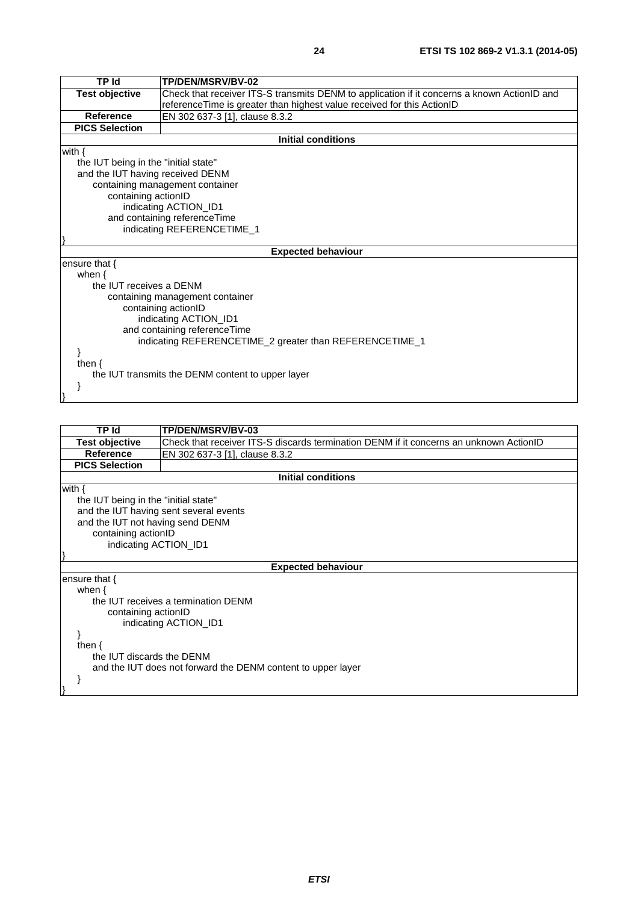| TP Id | TP/DEN/MSRV/BV-02 |
| --- | --- |
| Test objective | Check that receiver ITS-S transmits DENM to application if it concerns a known ActionID and referenceTime is greater than highest value received for this ActionID |
| Reference | EN 302 637-3 [1], clause 8.3.2 |
| PICS Selection | |

**Initial conditions**

```
with {
    the IUT being in the "initial state"
    and the IUT having received DENM
        containing management container
            containing actionID
                indicating ACTION_ID1
            and containing referenceTime
                indicating REFERENCETIME_1
}
```

**Expected behaviour**

```
ensure that {
    when {
        the IUT receives a DENM
            containing management container
                containing actionID
                    indicating ACTION_ID1
                and containing referenceTime
                    indicating REFERENCETIME_2 greater than REFERENCETIME_1
    }
    then {
        the IUT transmits the DENM content to upper layer
    }
}
```

| TP Id | TP/DEN/MSRV/BV-03 |
| --- | --- |
| Test objective | Check that receiver ITS-S discards termination DENM if it concerns an unknown ActionID |
| Reference | EN 302 637-3 [1], clause 8.3.2 |
| PICS Selection | |

**Initial conditions**

```
with {
    the IUT being in the "initial state"
    and the IUT having sent several events
    and the IUT not having send DENM
        containing actionID
            indicating ACTION_ID1
}
```

**Expected behaviour**

```
ensure that {
    when {
        the IUT receives a termination DENM
            containing actionID
                indicating ACTION_ID1
    }
    then {
        the IUT discards the DENM
        and the IUT does not forward the DENM content to upper layer
    }
}
```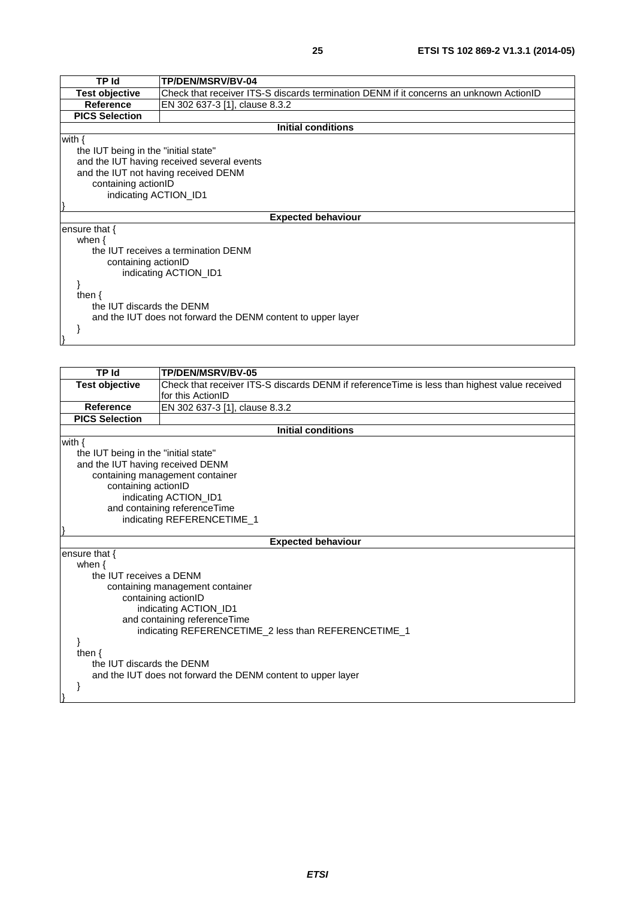| TP Id | TP/DEN/MSRV/BV-04 |
| --- | --- |
| **Test objective** | Check that receiver ITS-S discards termination DENM if it concerns an unknown ActionID |
| **Reference** | EN 302 637-3 [1], clause 8.3.2 |
| **PICS Selection** | |
| **Initial conditions** | |
| with {<br>    the IUT being in the "initial state"<br>    and the IUT having received several events<br>    and the IUT not having received DENM<br>        containing actionID<br>            indicating ACTION_ID1<br>} | |
| **Expected behaviour** | |
| ensure that {<br>    when {<br>        the IUT receives a termination DENM<br>            containing actionID<br>                indicating ACTION_ID1<br>    }<br>    then {<br>        the IUT discards the DENM<br>        and the IUT does not forward the DENM content to upper layer<br>    }<br>} | |

| TP Id | TP/DEN/MSRV/BV-05 |
| --- | --- |
| **Test objective** | Check that receiver ITS-S discards DENM if referenceTime is less than highest value received for this ActionID |
| **Reference** | EN 302 637-3 [1], clause 8.3.2 |
| **PICS Selection** | |
| **Initial conditions** | |
| with {<br>    the IUT being in the "initial state"<br>    and the IUT having received DENM<br>        containing management container<br>            containing actionID<br>                indicating ACTION_ID1<br>            and containing referenceTime<br>                indicating REFERENCETIME_1<br>} | |
| **Expected behaviour** | |
| ensure that {<br>    when {<br>        the IUT receives a DENM<br>            containing management container<br>                containing actionID<br>                    indicating ACTION_ID1<br>                and containing referenceTime<br>                    indicating REFERENCETIME_2 less than REFERENCETIME_1<br>    }<br>    then {<br>        the IUT discards the DENM<br>        and the IUT does not forward the DENM content to upper layer<br>    }<br>} | |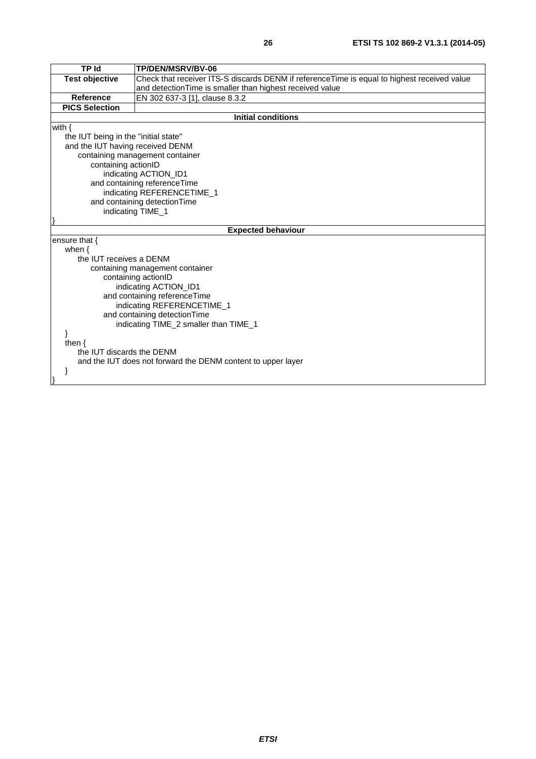| TP Id | TP/DEN/MSRV/BV-06 |
|---|---|
| **Test objective** | Check that receiver ITS-S discards DENM if referenceTime is equal to highest received value and detectionTime is smaller than highest received value |
| **Reference** | EN 302 637-3 [1], clause 8.3.2 |
| **PICS Selection** | |

**Initial conditions**

```
with {
    the IUT being in the "initial state"
    and the IUT having received DENM
        containing management container
            containing actionID
                indicating ACTION_ID1
            and containing referenceTime
                indicating REFERENCETIME_1
            and containing detectionTime
                indicating TIME_1
}
```

**Expected behaviour**

```
ensure that {
    when {
        the IUT receives a DENM
            containing management container
                containing actionID
                    indicating ACTION_ID1
                and containing referenceTime
                    indicating REFERENCETIME_1
                and containing detectionTime
                    indicating TIME_2 smaller than TIME_1
    }
    then {
        the IUT discards the DENM
        and the IUT does not forward the DENM content to upper layer
    }
}
```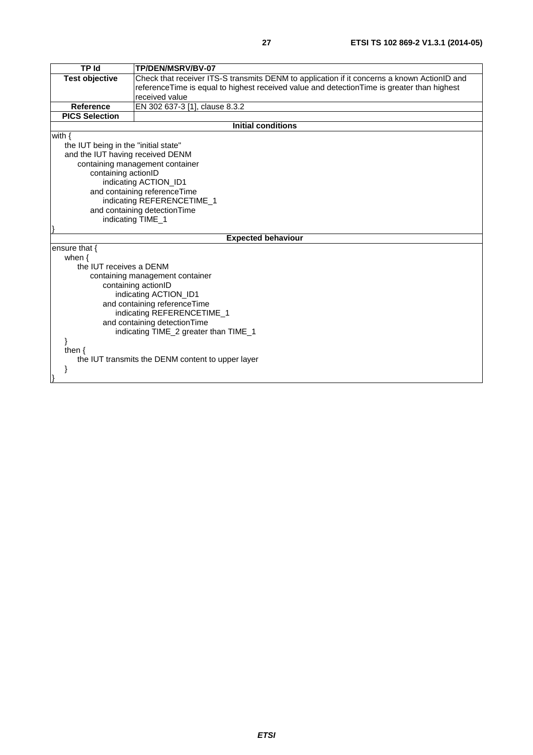| TP Id | TP/DEN/MSRV/BV-07 |
| --- | --- |
| **Test objective** | Check that receiver ITS-S transmits DENM to application if it concerns a known ActionID and referenceTime is equal to highest received value and detectionTime is greater than highest received value |
| **Reference** | EN 302 637-3 [1], clause 8.3.2 |
| **PICS Selection** | |
| **Initial conditions** | |
| with {<br>    the IUT being in the "initial state"<br>    and the IUT having received DENM<br>        containing management container<br>            containing actionID<br>                indicating ACTION_ID1<br>            and containing referenceTime<br>                indicating REFERENCETIME_1<br>            and containing detectionTime<br>                indicating TIME_1<br>} | |
| **Expected behaviour** | |
| ensure that {<br>    when {<br>        the IUT receives a DENM<br>            containing management container<br>                containing actionID<br>                    indicating ACTION_ID1<br>                and containing referenceTime<br>                    indicating REFERENCETIME_1<br>                and containing detectionTime<br>                    indicating TIME_2 greater than TIME_1<br>    }<br>    then {<br>        the IUT transmits the DENM content to upper layer<br>    }<br>} | |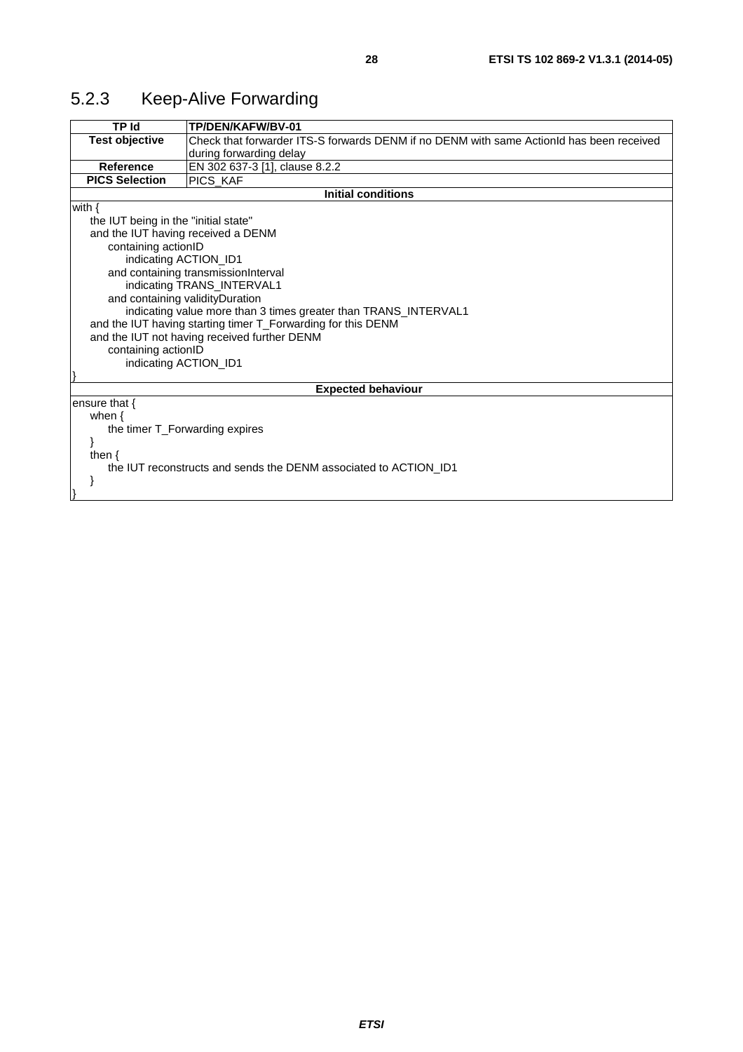### 5.2.3 Keep-Alive Forwarding

| | |
|---|---|
| **TP Id** | **TP/DEN/KAFW/BV-01** |
| **Test objective** | Check that forwarder ITS-S forwards DENM if no DENM with same ActionId has been received during forwarding delay |
| **Reference** | EN 302 637-3 [1], clause 8.2.2 |
| **PICS Selection** | PICS_KAF |

**Initial conditions**

```
with {
    the IUT being in the "initial state"
    and the IUT having received a DENM
        containing actionID
            indicating ACTION_ID1
        and containing transmissionInterval
            indicating TRANS_INTERVAL1
        and containing validityDuration
            indicating value more than 3 times greater than TRANS_INTERVAL1
    and the IUT having starting timer T_Forwarding for this DENM
    and the IUT not having received further DENM
        containing actionID
            indicating ACTION_ID1
}
```

**Expected behaviour**

```
ensure that {
    when {
        the timer T_Forwarding expires
    }
    then {
        the IUT reconstructs and sends the DENM associated to ACTION_ID1
    }
}
```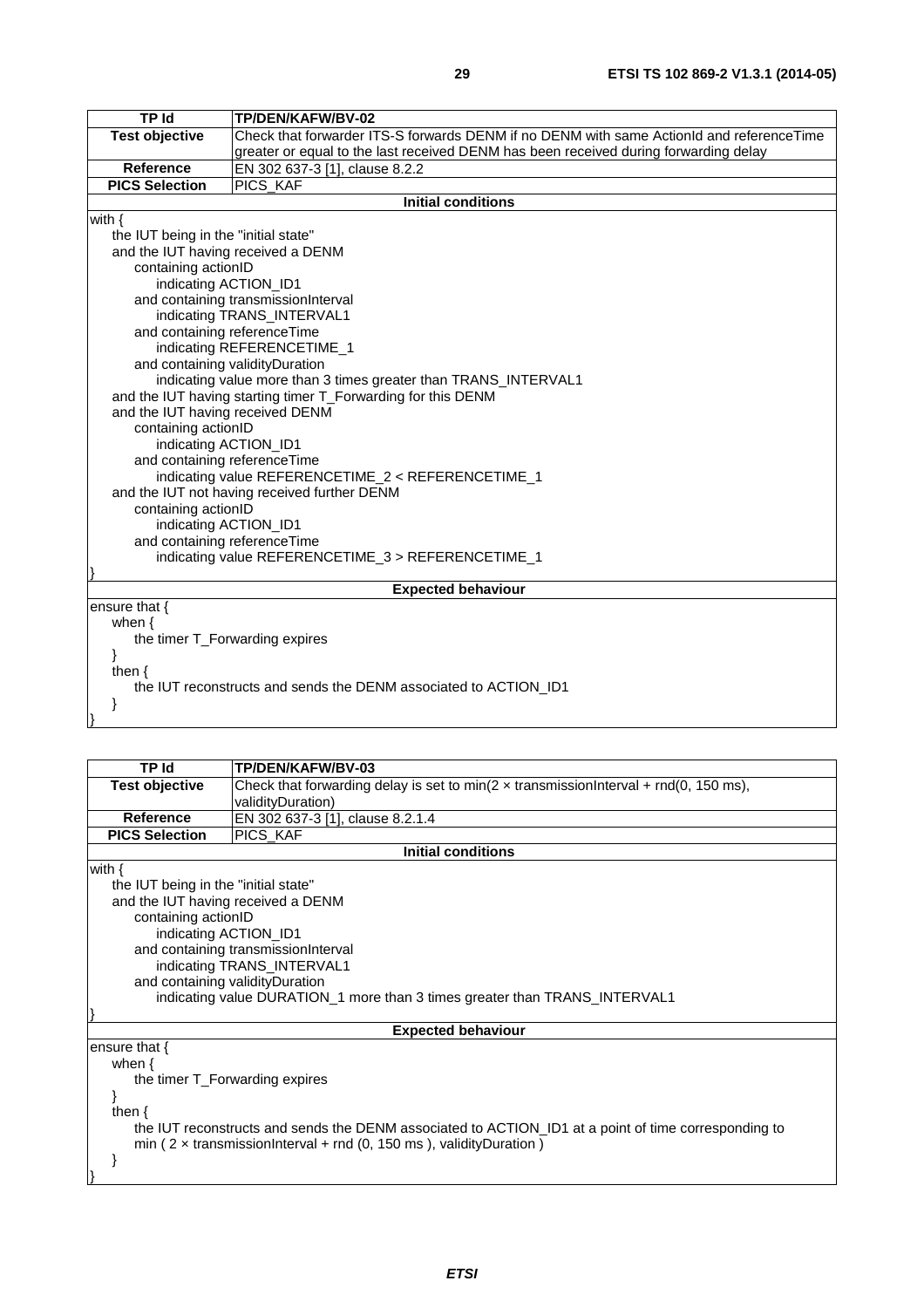| TP Id | TP/DEN/KAFW/BV-02 |
|---|---|
| **Test objective** | Check that forwarder ITS-S forwards DENM if no DENM with same ActionId and referenceTime greater or equal to the last received DENM has been received during forwarding delay |
| **Reference** | EN 302 637-3 [1], clause 8.2.2 |
| **PICS Selection** | PICS_KAF |
| **Initial conditions** | |
| with {<br>  the IUT being in the "initial state"<br>  and the IUT having received a DENM<br>    containing actionID<br>      indicating ACTION_ID1<br>    and containing transmissionInterval<br>      indicating TRANS_INTERVAL1<br>    and containing referenceTime<br>      indicating REFERENCETIME_1<br>    and containing validityDuration<br>      indicating value more than 3 times greater than TRANS_INTERVAL1<br>  and the IUT having starting timer T_Forwarding for this DENM<br>  and the IUT having received DENM<br>    containing actionID<br>      indicating ACTION_ID1<br>    and containing referenceTime<br>      indicating value REFERENCETIME_2 < REFERENCETIME_1<br>  and the IUT not having received further DENM<br>    containing actionID<br>      indicating ACTION_ID1<br>    and containing referenceTime<br>      indicating value REFERENCETIME_3 > REFERENCETIME_1<br>} | |
| **Expected behaviour** | |
| ensure that {<br>  when {<br>    the timer T_Forwarding expires<br>  }<br>  then {<br>    the IUT reconstructs and sends the DENM associated to ACTION_ID1<br>  }<br>} | |

| TP Id | TP/DEN/KAFW/BV-03 |
|---|---|
| **Test objective** | Check that forwarding delay is set to min(2 × transmissionInterval + rnd(0, 150 ms), validityDuration) |
| **Reference** | EN 302 637-3 [1], clause 8.2.1.4 |
| **PICS Selection** | PICS_KAF |
| **Initial conditions** | |
| with {<br>  the IUT being in the "initial state"<br>  and the IUT having received a DENM<br>    containing actionID<br>      indicating ACTION_ID1<br>    and containing transmissionInterval<br>      indicating TRANS_INTERVAL1<br>    and containing validityDuration<br>      indicating value DURATION_1 more than 3 times greater than TRANS_INTERVAL1<br>} | |
| **Expected behaviour** | |
| ensure that {<br>  when {<br>    the timer T_Forwarding expires<br>  }<br>  then {<br>    the IUT reconstructs and sends the DENM associated to ACTION_ID1 at a point of time corresponding to min ( 2 × transmissionInterval + rnd (0, 150 ms ), validityDuration )<br>  }<br>} | |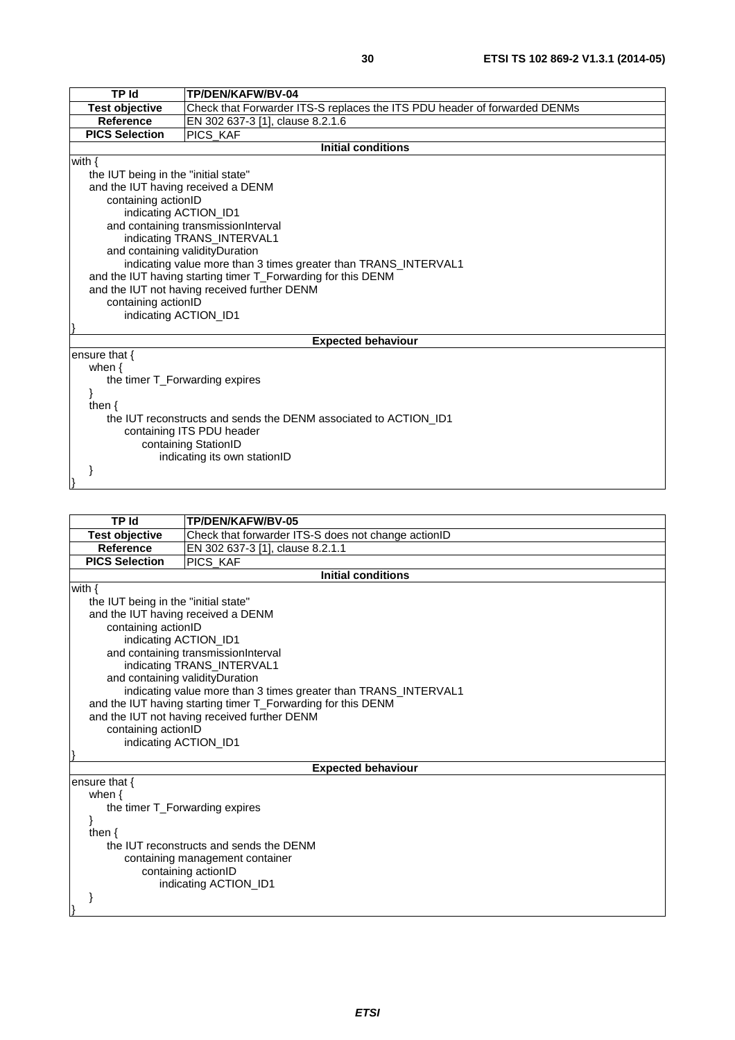| TP Id | TP/DEN/KAFW/BV-04 |
| --- | --- |
| **Test objective** | Check that Forwarder ITS-S replaces the ITS PDU header of forwarded DENMs |
| **Reference** | EN 302 637-3 [1], clause 8.2.1.6 |
| **PICS Selection** | PICS_KAF |

**Initial conditions**

```
with {
    the IUT being in the "initial state"
    and the IUT having received a DENM
        containing actionID
            indicating ACTION_ID1
        and containing transmissionInterval
            indicating TRANS_INTERVAL1
        and containing validityDuration
            indicating value more than 3 times greater than TRANS_INTERVAL1
    and the IUT having starting timer T_Forwarding for this DENM
    and the IUT not having received further DENM
        containing actionID
            indicating ACTION_ID1
}
```

**Expected behaviour**

```
ensure that {
    when {
        the timer T_Forwarding expires
    }
    then {
        the IUT reconstructs and sends the DENM associated to ACTION_ID1
            containing ITS PDU header
                containing StationID
                    indicating its own stationID
    }
}
```

| TP Id | TP/DEN/KAFW/BV-05 |
| --- | --- |
| **Test objective** | Check that forwarder ITS-S does not change actionID |
| **Reference** | EN 302 637-3 [1], clause 8.2.1.1 |
| **PICS Selection** | PICS_KAF |

**Initial conditions**

```
with {
    the IUT being in the "initial state"
    and the IUT having received a DENM
        containing actionID
            indicating ACTION_ID1
        and containing transmissionInterval
            indicating TRANS_INTERVAL1
        and containing validityDuration
            indicating value more than 3 times greater than TRANS_INTERVAL1
    and the IUT having starting timer T_Forwarding for this DENM
    and the IUT not having received further DENM
        containing actionID
            indicating ACTION_ID1
}
```

**Expected behaviour**

```
ensure that {
    when {
        the timer T_Forwarding expires
    }
    then {
        the IUT reconstructs and sends the DENM
            containing management container
                containing actionID
                    indicating ACTION_ID1
    }
}
```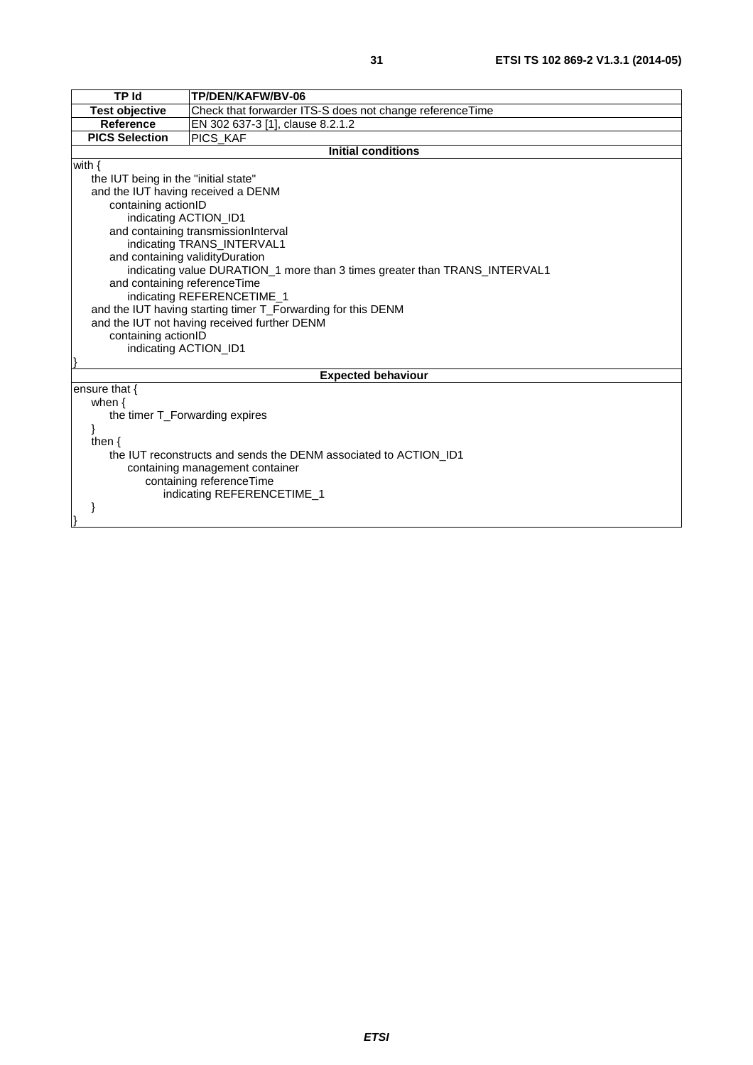| TP Id | TP/DEN/KAFW/BV-06 |
| --- | --- |
| **Test objective** | Check that forwarder ITS-S does not change referenceTime |
| **Reference** | EN 302 637-3 [1], clause 8.2.1.2 |
| **PICS Selection** | PICS_KAF |

**Initial conditions**

```
with {
    the IUT being in the "initial state"
    and the IUT having received a DENM
        containing actionID
            indicating ACTION_ID1
        and containing transmissionInterval
            indicating TRANS_INTERVAL1
        and containing validityDuration
            indicating value DURATION_1 more than 3 times greater than TRANS_INTERVAL1
        and containing referenceTime
            indicating REFERENCETIME_1
    and the IUT having starting timer T_Forwarding for this DENM
    and the IUT not having received further DENM
        containing actionID
            indicating ACTION_ID1
}
```

**Expected behaviour**

```
ensure that {
    when {
        the timer T_Forwarding expires
    }
    then {
        the IUT reconstructs and sends the DENM associated to ACTION_ID1
            containing management container
                containing referenceTime
                    indicating REFERENCETIME_1
    }
}
```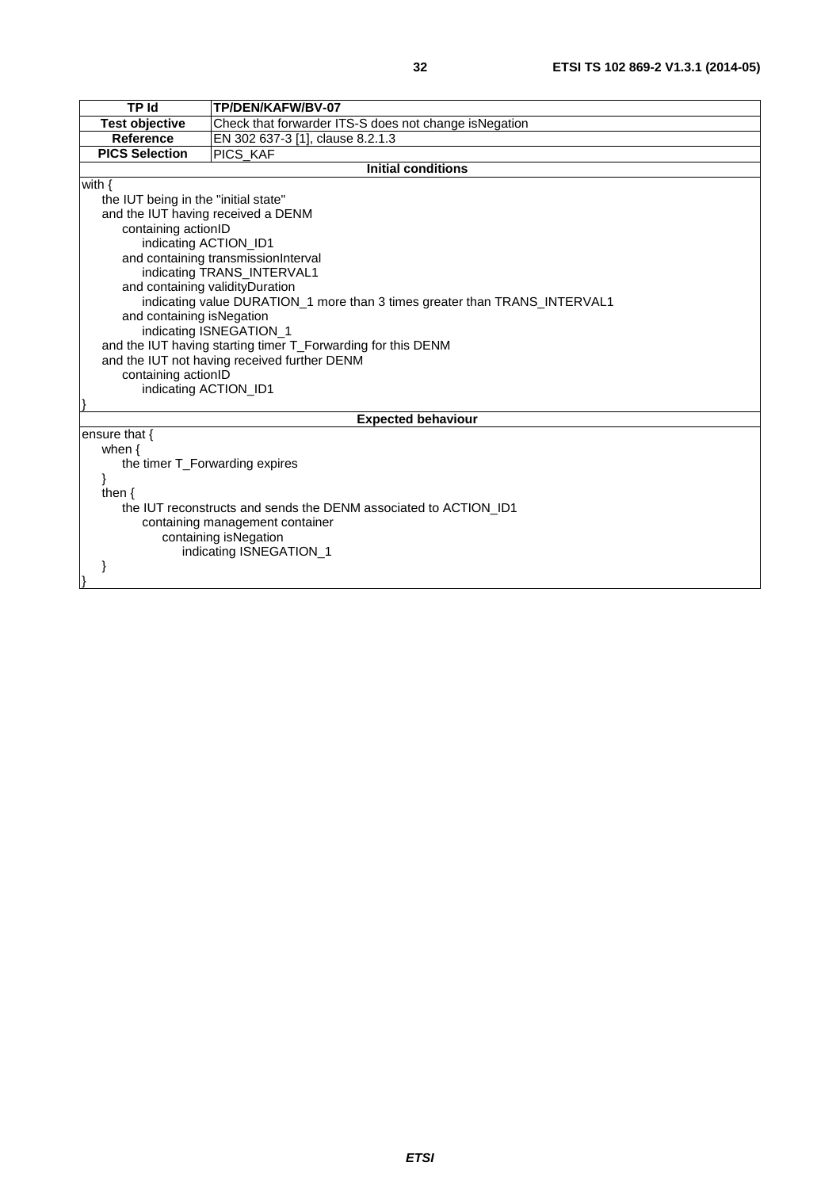| TP Id | TP/DEN/KAFW/BV-07 |
|---|---|
| **Test objective** | Check that forwarder ITS-S does not change isNegation |
| **Reference** | EN 302 637-3 [1], clause 8.2.1.3 |
| **PICS Selection** | PICS_KAF |
| **Initial conditions** | |

```
with {
    the IUT being in the "initial state"
    and the IUT having received a DENM
        containing actionID
            indicating ACTION_ID1
        and containing transmissionInterval
            indicating TRANS_INTERVAL1
        and containing validityDuration
            indicating value DURATION_1 more than 3 times greater than TRANS_INTERVAL1
        and containing isNegation
            indicating ISNEGATION_1
    and the IUT having starting timer T_Forwarding for this DENM
    and the IUT not having received further DENM
        containing actionID
            indicating ACTION_ID1
}
```

**Expected behaviour**

```
ensure that {
    when {
        the timer T_Forwarding expires
    }
    then {
        the IUT reconstructs and sends the DENM associated to ACTION_ID1
            containing management container
                containing isNegation
                    indicating ISNEGATION_1
    }
}
```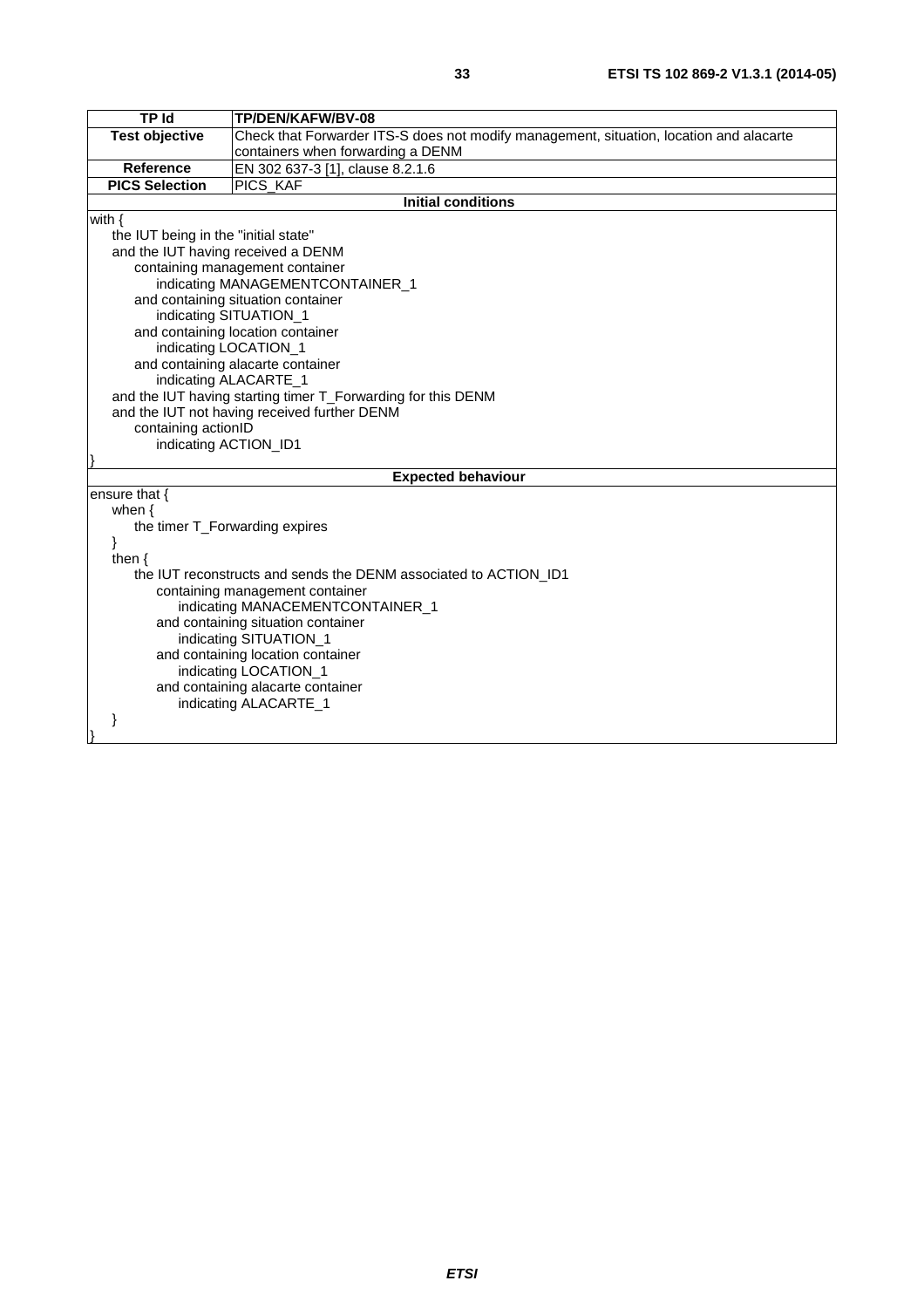| TP Id | TP/DEN/KAFW/BV-08 |
| --- | --- |
| Test objective | Check that Forwarder ITS-S does not modify management, situation, location and alacarte containers when forwarding a DENM |
| Reference | EN 302 637-3 [1], clause 8.2.1.6 |
| PICS Selection | PICS_KAF |

**Initial conditions**

```
with {
    the IUT being in the "initial state"
    and the IUT having received a DENM
        containing management container
            indicating MANAGEMENTCONTAINER_1
        and containing situation container
            indicating SITUATION_1
        and containing location container
            indicating LOCATION_1
        and containing alacarte container
            indicating ALACARTE_1
    and the IUT having starting timer T_Forwarding for this DENM
    and the IUT not having received further DENM
        containing actionID
            indicating ACTION_ID1
}
```

**Expected behaviour**

```
ensure that {
    when {
        the timer T_Forwarding expires
    }
    then {
        the IUT reconstructs and sends the DENM associated to ACTION_ID1
            containing management container
                indicating MANACEMENTCONTAINER_1
            and containing situation container
                indicating SITUATION_1
            and containing location container
                indicating LOCATION_1
            and containing alacarte container
                indicating ALACARTE_1
    }
}
```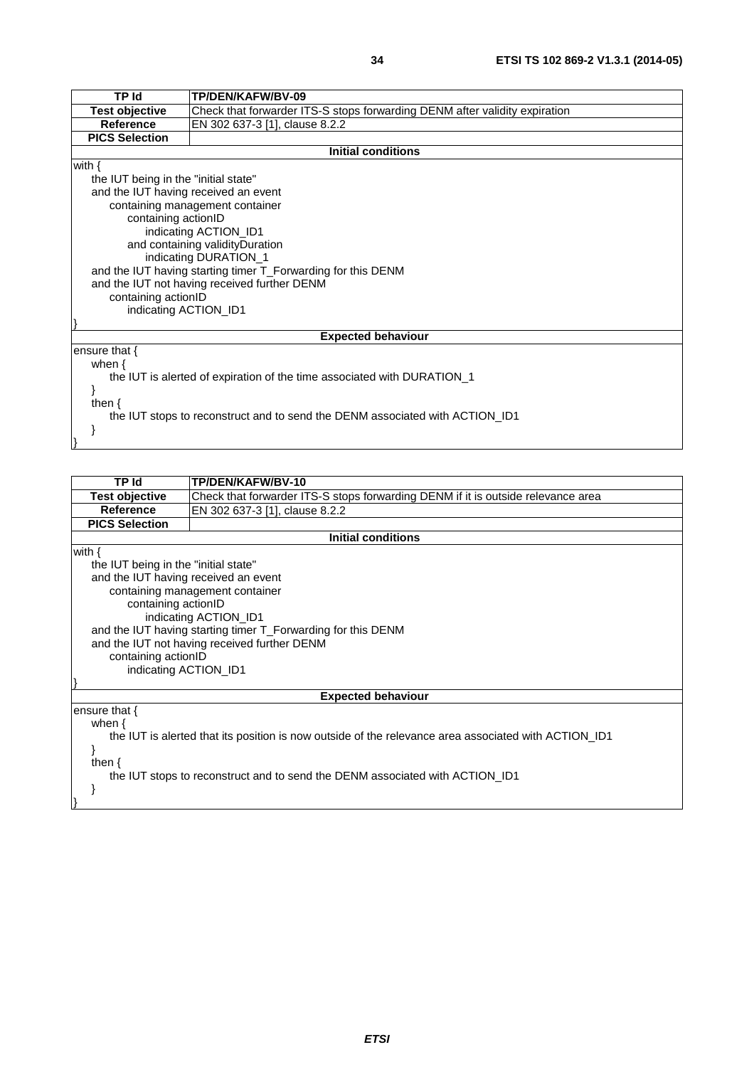| TP Id | TP/DEN/KAFW/BV-09 |
| --- | --- |
| **Test objective** | Check that forwarder ITS-S stops forwarding DENM after validity expiration |
| **Reference** | EN 302 637-3 [1], clause 8.2.2 |
| **PICS Selection** | |
| **Initial conditions** | |
| with {<br>&nbsp;&nbsp;&nbsp;&nbsp;the IUT being in the "initial state"<br>&nbsp;&nbsp;&nbsp;&nbsp;and the IUT having received an event<br>&nbsp;&nbsp;&nbsp;&nbsp;&nbsp;&nbsp;&nbsp;&nbsp;containing management container<br>&nbsp;&nbsp;&nbsp;&nbsp;&nbsp;&nbsp;&nbsp;&nbsp;&nbsp;&nbsp;&nbsp;&nbsp;containing actionID<br>&nbsp;&nbsp;&nbsp;&nbsp;&nbsp;&nbsp;&nbsp;&nbsp;&nbsp;&nbsp;&nbsp;&nbsp;&nbsp;&nbsp;&nbsp;&nbsp;indicating ACTION_ID1<br>&nbsp;&nbsp;&nbsp;&nbsp;&nbsp;&nbsp;&nbsp;&nbsp;&nbsp;&nbsp;&nbsp;&nbsp;and containing validityDuration<br>&nbsp;&nbsp;&nbsp;&nbsp;&nbsp;&nbsp;&nbsp;&nbsp;&nbsp;&nbsp;&nbsp;&nbsp;&nbsp;&nbsp;&nbsp;&nbsp;indicating DURATION_1<br>&nbsp;&nbsp;&nbsp;&nbsp;and the IUT having starting timer T_Forwarding for this DENM<br>&nbsp;&nbsp;&nbsp;&nbsp;and the IUT not having received further DENM<br>&nbsp;&nbsp;&nbsp;&nbsp;&nbsp;&nbsp;&nbsp;&nbsp;containing actionID<br>&nbsp;&nbsp;&nbsp;&nbsp;&nbsp;&nbsp;&nbsp;&nbsp;&nbsp;&nbsp;&nbsp;&nbsp;indicating ACTION_ID1<br>} | |
| **Expected behaviour** | |
| ensure that {<br>&nbsp;&nbsp;&nbsp;&nbsp;when {<br>&nbsp;&nbsp;&nbsp;&nbsp;&nbsp;&nbsp;&nbsp;&nbsp;the IUT is alerted of expiration of the time associated with DURATION_1<br>&nbsp;&nbsp;&nbsp;&nbsp;}<br>&nbsp;&nbsp;&nbsp;&nbsp;then {<br>&nbsp;&nbsp;&nbsp;&nbsp;&nbsp;&nbsp;&nbsp;&nbsp;the IUT stops to reconstruct and to send the DENM associated with ACTION_ID1<br>&nbsp;&nbsp;&nbsp;&nbsp;}<br>} | |

| TP Id | TP/DEN/KAFW/BV-10 |
| --- | --- |
| **Test objective** | Check that forwarder ITS-S stops forwarding DENM if it is outside relevance area |
| **Reference** | EN 302 637-3 [1], clause 8.2.2 |
| **PICS Selection** | |
| **Initial conditions** | |
| with {<br>&nbsp;&nbsp;&nbsp;&nbsp;the IUT being in the "initial state"<br>&nbsp;&nbsp;&nbsp;&nbsp;and the IUT having received an event<br>&nbsp;&nbsp;&nbsp;&nbsp;&nbsp;&nbsp;&nbsp;&nbsp;containing management container<br>&nbsp;&nbsp;&nbsp;&nbsp;&nbsp;&nbsp;&nbsp;&nbsp;&nbsp;&nbsp;&nbsp;&nbsp;containing actionID<br>&nbsp;&nbsp;&nbsp;&nbsp;&nbsp;&nbsp;&nbsp;&nbsp;&nbsp;&nbsp;&nbsp;&nbsp;&nbsp;&nbsp;&nbsp;&nbsp;indicating ACTION_ID1<br>&nbsp;&nbsp;&nbsp;&nbsp;and the IUT having starting timer T_Forwarding for this DENM<br>&nbsp;&nbsp;&nbsp;&nbsp;and the IUT not having received further DENM<br>&nbsp;&nbsp;&nbsp;&nbsp;&nbsp;&nbsp;&nbsp;&nbsp;containing actionID<br>&nbsp;&nbsp;&nbsp;&nbsp;&nbsp;&nbsp;&nbsp;&nbsp;&nbsp;&nbsp;&nbsp;&nbsp;indicating ACTION_ID1<br>} | |
| **Expected behaviour** | |
| ensure that {<br>&nbsp;&nbsp;&nbsp;&nbsp;when {<br>&nbsp;&nbsp;&nbsp;&nbsp;&nbsp;&nbsp;&nbsp;&nbsp;the IUT is alerted that its position is now outside of the relevance area associated with ACTION_ID1<br>&nbsp;&nbsp;&nbsp;&nbsp;}<br>&nbsp;&nbsp;&nbsp;&nbsp;then {<br>&nbsp;&nbsp;&nbsp;&nbsp;&nbsp;&nbsp;&nbsp;&nbsp;the IUT stops to reconstruct and to send the DENM associated with ACTION_ID1<br>&nbsp;&nbsp;&nbsp;&nbsp;}<br>} | |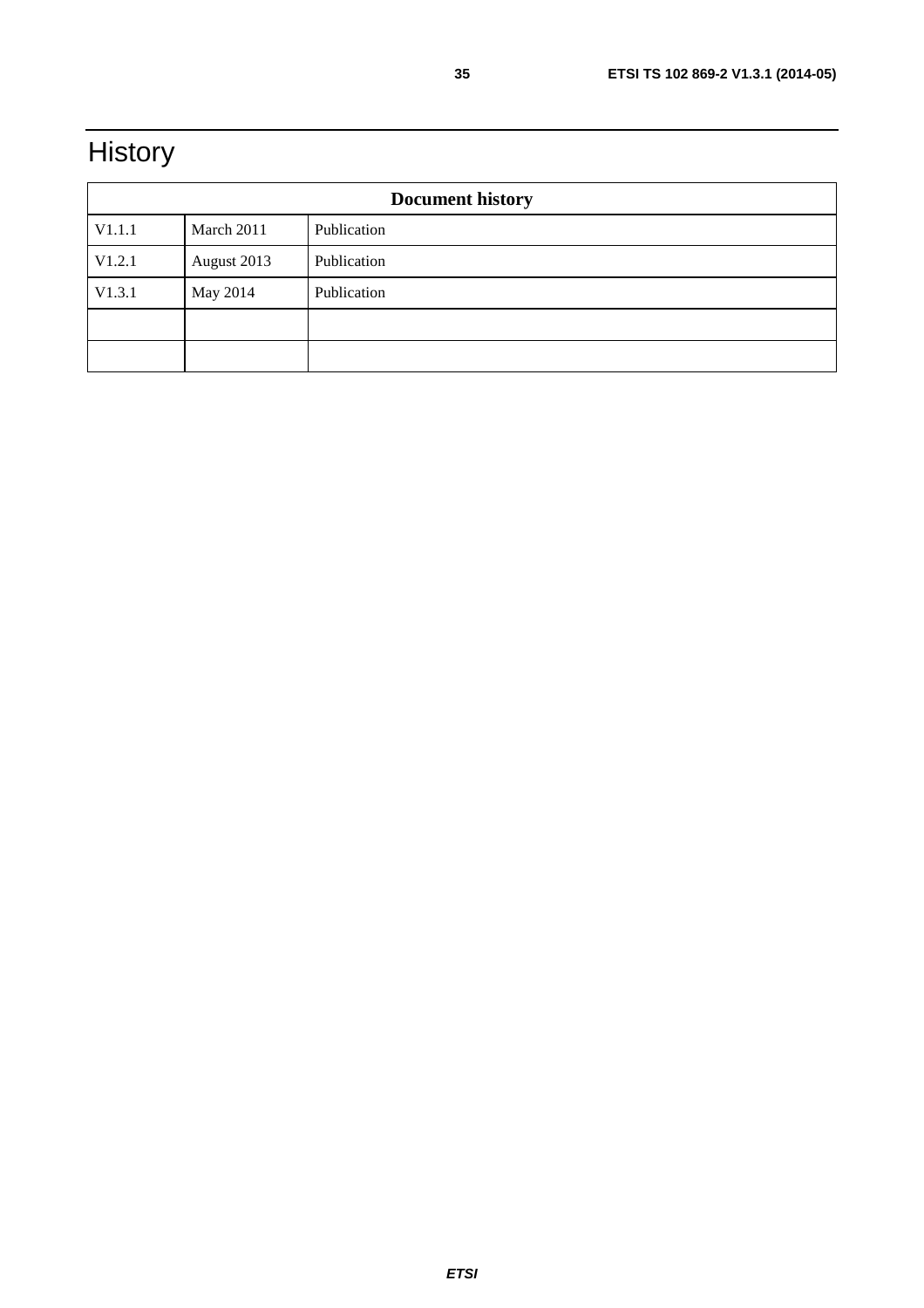# History

| Document history | | |
|---|---|---|
| V1.1.1 | March 2011 | Publication |
| V1.2.1 | August 2013 | Publication |
| V1.3.1 | May 2014 | Publication |
| | | |
| | | |